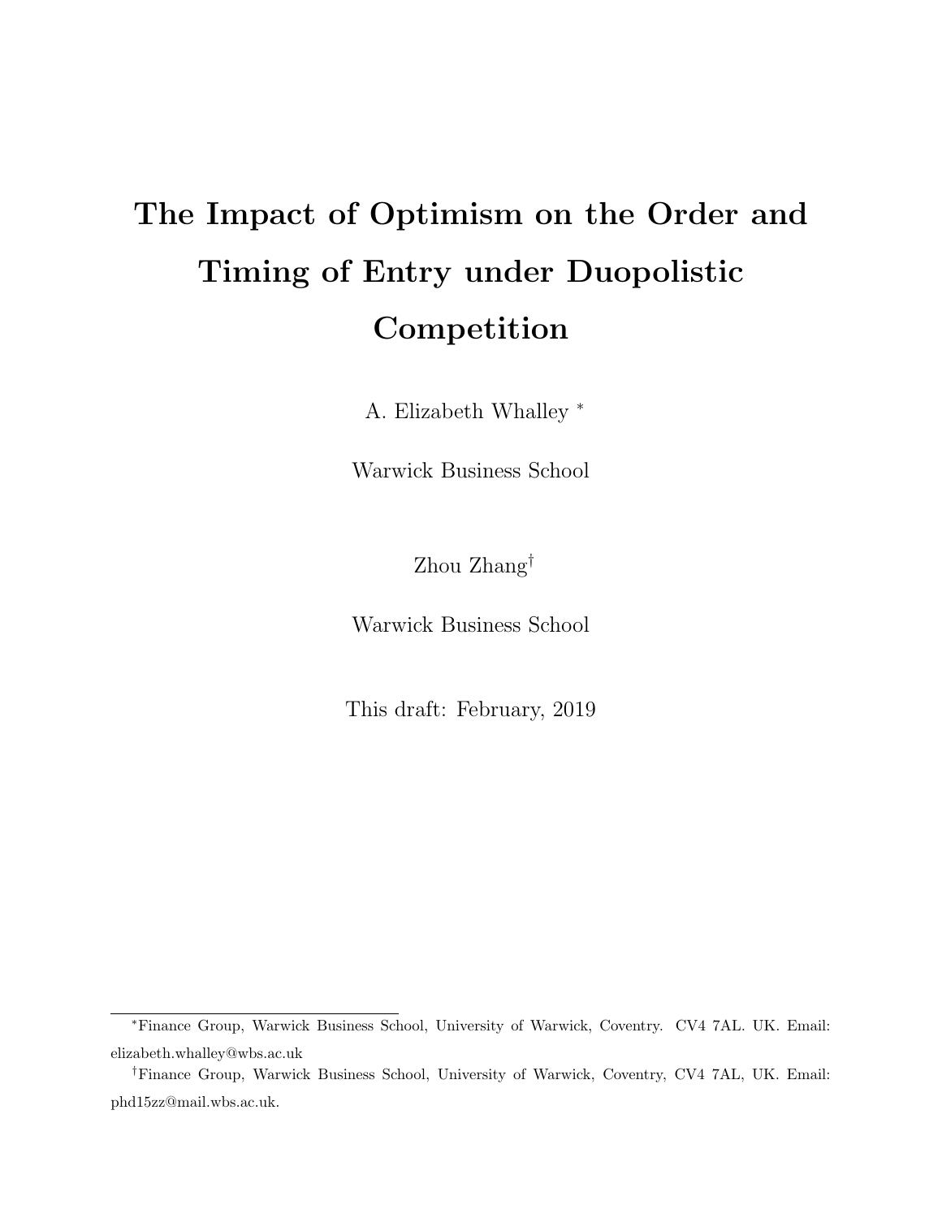# The Impact of Optimism on the Order and Timing of Entry under Duopolistic Competition

A. Elizabeth Whalley [*]

Warwick Business School

Zhou Zhang[†]

Warwick Business School

This draft: February, 2019

---

[*] Finance Group, Warwick Business School, University of Warwick, Coventry. CV4 7AL. UK. Email: elizabeth.whalley@wbs.ac.uk

[†] Finance Group, Warwick Business School, University of Warwick, Coventry, CV4 7AL, UK. Email: phd15zz@mail.wbs.ac.uk.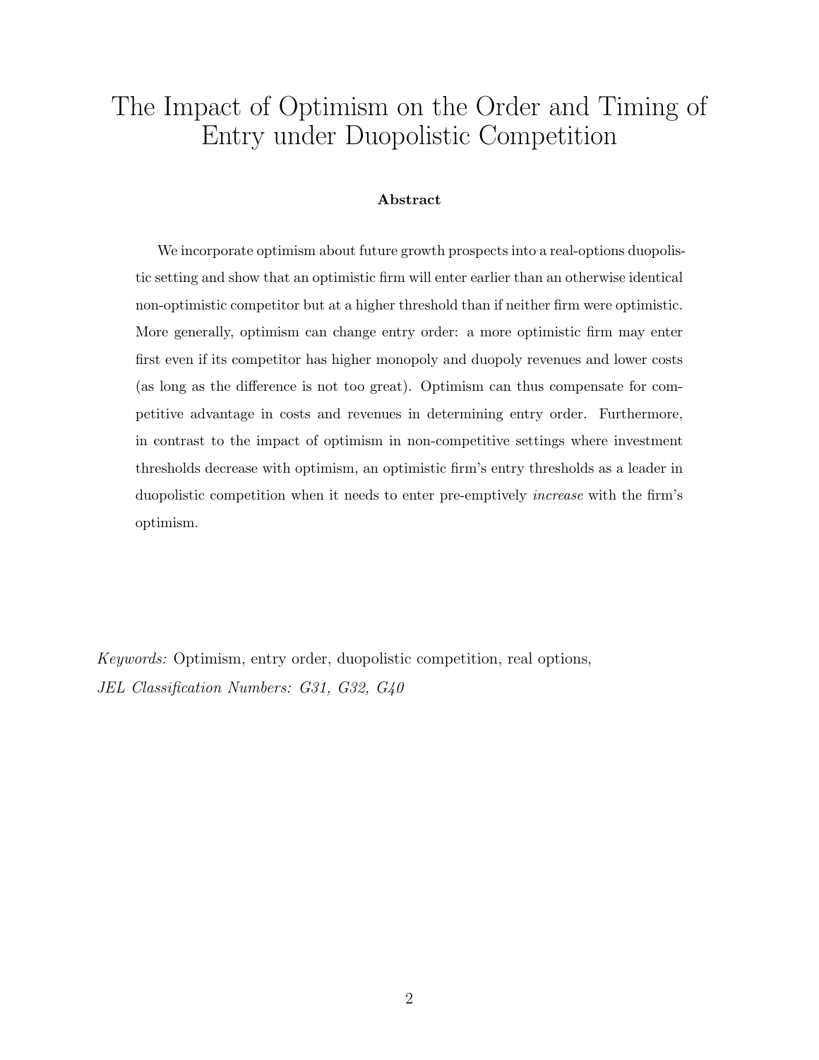# The Impact of Optimism on the Order and Timing of Entry under Duopolistic Competition

**Abstract**

We incorporate optimism about future growth prospects into a real-options duopolistic setting and show that an optimistic firm will enter earlier than an otherwise identical non-optimistic competitor but at a higher threshold than if neither firm were optimistic. More generally, optimism can change entry order: a more optimistic firm may enter first even if its competitor has higher monopoly and duopoly revenues and lower costs (as long as the difference is not too great). Optimism can thus compensate for competitive advantage in costs and revenues in determining entry order. Furthermore, in contrast to the impact of optimism in non-competitive settings where investment thresholds decrease with optimism, an optimistic firm's entry thresholds as a leader in duopolistic competition when it needs to enter pre-emptively *increase* with the firm's optimism.

*Keywords:* Optimism, entry order, duopolistic competition, real options,

*JEL Classification Numbers: G31, G32, G40*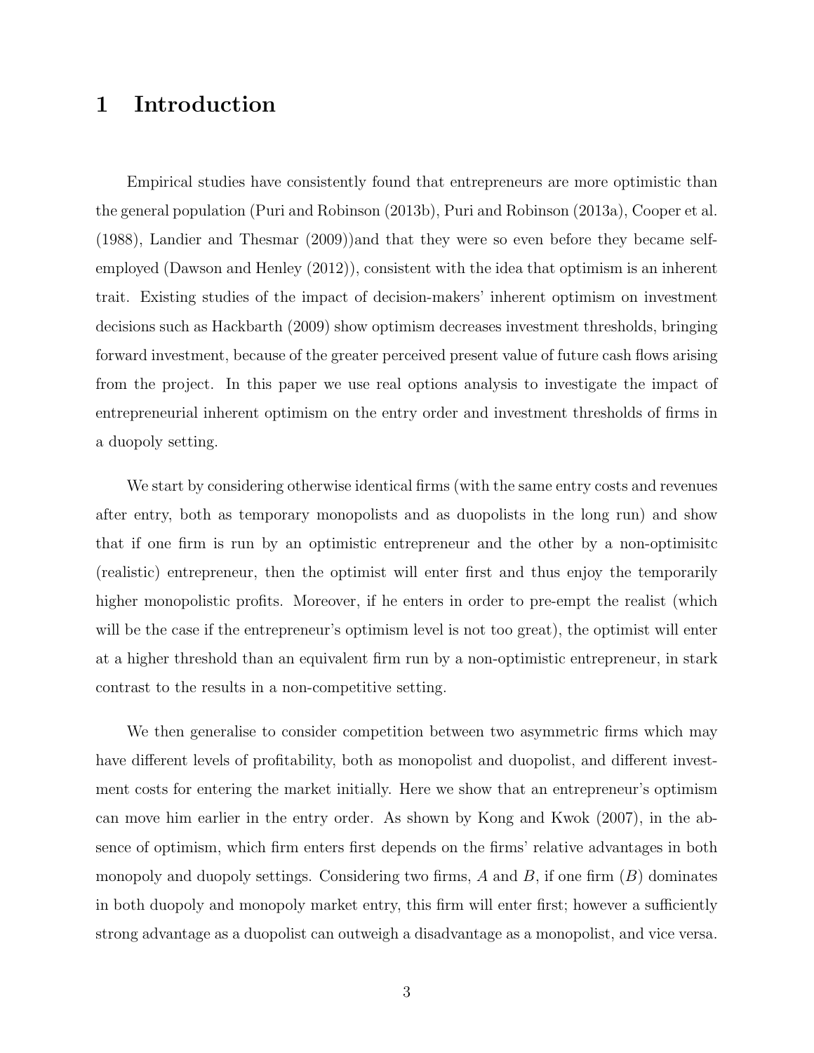# 1 Introduction

Empirical studies have consistently found that entrepreneurs are more optimistic than the general population (Puri and Robinson (2013b), Puri and Robinson (2013a), Cooper et al. (1988), Landier and Thesmar (2009))and that they were so even before they became self-employed (Dawson and Henley (2012)), consistent with the idea that optimism is an inherent trait. Existing studies of the impact of decision-makers' inherent optimism on investment decisions such as Hackbarth (2009) show optimism decreases investment thresholds, bringing forward investment, because of the greater perceived present value of future cash flows arising from the project. In this paper we use real options analysis to investigate the impact of entrepreneurial inherent optimism on the entry order and investment thresholds of firms in a duopoly setting.

We start by considering otherwise identical firms (with the same entry costs and revenues after entry, both as temporary monopolists and as duopolists in the long run) and show that if one firm is run by an optimistic entrepreneur and the other by a non-optimisitc (realistic) entrepreneur, then the optimist will enter first and thus enjoy the temporarily higher monopolistic profits. Moreover, if he enters in order to pre-empt the realist (which will be the case if the entrepreneur's optimism level is not too great), the optimist will enter at a higher threshold than an equivalent firm run by a non-optimistic entrepreneur, in stark contrast to the results in a non-competitive setting.

We then generalise to consider competition between two asymmetric firms which may have different levels of profitability, both as monopolist and duopolist, and different investment costs for entering the market initially. Here we show that an entrepreneur's optimism can move him earlier in the entry order. As shown by Kong and Kwok (2007), in the absence of optimism, which firm enters first depends on the firms' relative advantages in both monopoly and duopoly settings. Considering two firms, $A$ and $B$, if one firm ($B$) dominates in both duopoly and monopoly market entry, this firm will enter first; however a sufficiently strong advantage as a duopolist can outweigh a disadvantage as a monopolist, and vice versa.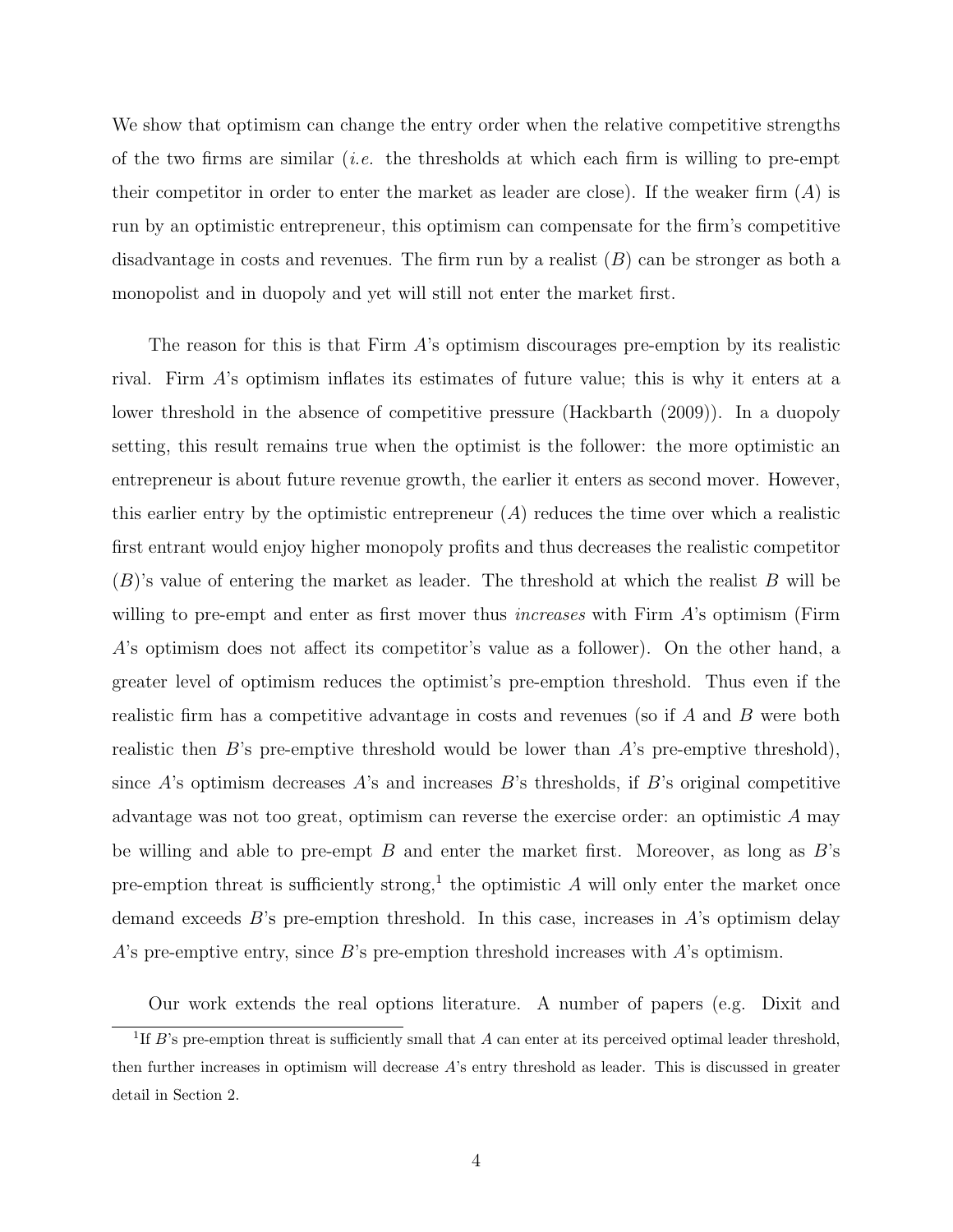We show that optimism can change the entry order when the relative competitive strengths of the two firms are similar (*i.e.* the thresholds at which each firm is willing to pre-empt their competitor in order to enter the market as leader are close). If the weaker firm ($A$) is run by an optimistic entrepreneur, this optimism can compensate for the firm's competitive disadvantage in costs and revenues. The firm run by a realist ($B$) can be stronger as both a monopolist and in duopoly and yet will still not enter the market first.

The reason for this is that Firm $A$'s optimism discourages pre-emption by its realistic rival. Firm $A$'s optimism inflates its estimates of future value; this is why it enters at a lower threshold in the absence of competitive pressure (Hackbarth (2009)). In a duopoly setting, this result remains true when the optimist is the follower: the more optimistic an entrepreneur is about future revenue growth, the earlier it enters as second mover. However, this earlier entry by the optimistic entrepreneur ($A$) reduces the time over which a realistic first entrant would enjoy higher monopoly profits and thus decreases the realistic competitor ($B$)'s value of entering the market as leader. The threshold at which the realist $B$ will be willing to pre-empt and enter as first mover thus *increases* with Firm $A$'s optimism (Firm $A$'s optimism does not affect its competitor's value as a follower). On the other hand, a greater level of optimism reduces the optimist's pre-emption threshold. Thus even if the realistic firm has a competitive advantage in costs and revenues (so if $A$ and $B$ were both realistic then $B$'s pre-emptive threshold would be lower than $A$'s pre-emptive threshold), since $A$'s optimism decreases $A$'s and increases $B$'s thresholds, if $B$'s original competitive advantage was not too great, optimism can reverse the exercise order: an optimistic $A$ may be willing and able to pre-empt $B$ and enter the market first. Moreover, as long as $B$'s pre-emption threat is sufficiently strong,[1] the optimistic $A$ will only enter the market once demand exceeds $B$'s pre-emption threshold. In this case, increases in $A$'s optimism delay $A$'s pre-emptive entry, since $B$'s pre-emption threshold increases with $A$'s optimism.

Our work extends the real options literature. A number of papers (e.g. Dixit and

[1] If $B$'s pre-emption threat is sufficiently small that $A$ can enter at its perceived optimal leader threshold, then further increases in optimism will decrease $A$'s entry threshold as leader. This is discussed in greater detail in Section 2.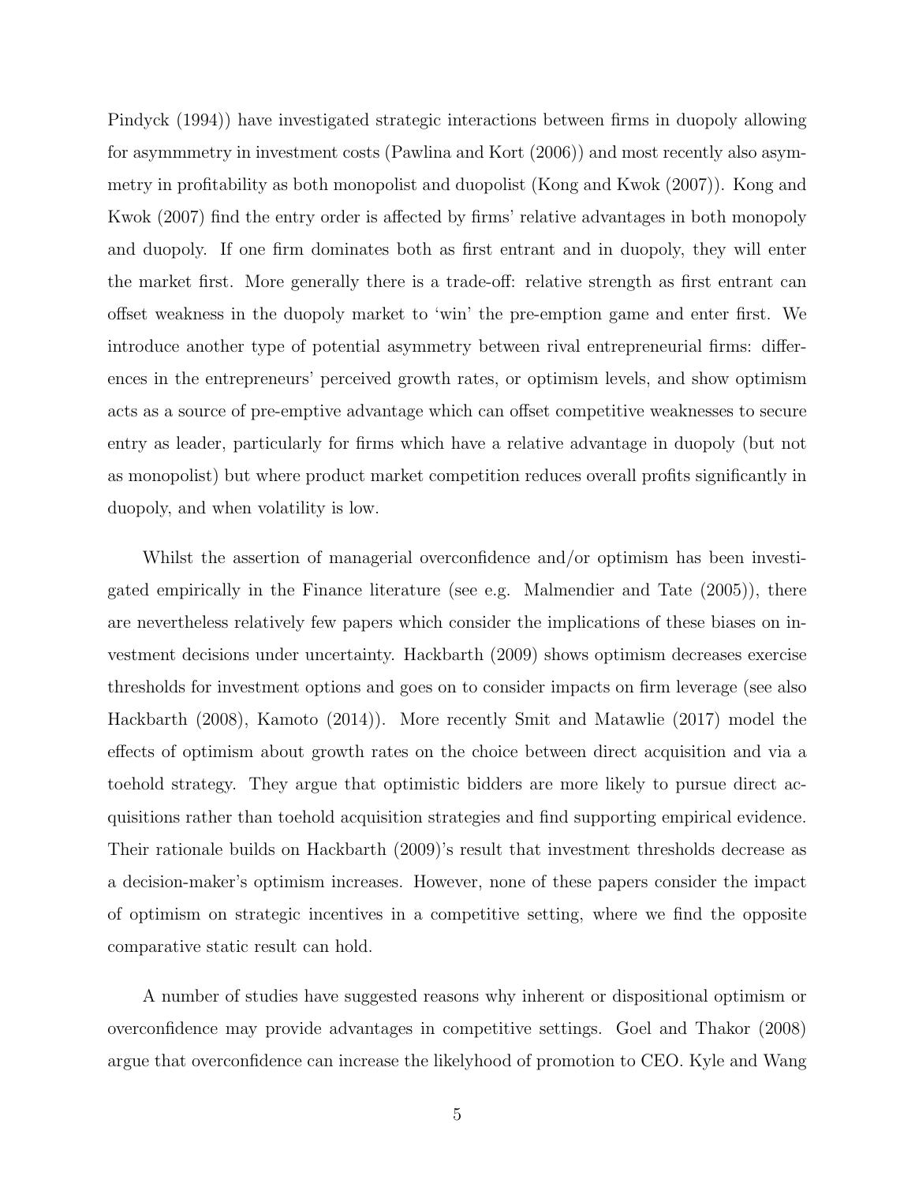Pindyck (1994)) have investigated strategic interactions between firms in duopoly allowing for asymmmetry in investment costs (Pawlina and Kort (2006)) and most recently also asymmetry in profitability as both monopolist and duopolist (Kong and Kwok (2007)). Kong and Kwok (2007) find the entry order is affected by firms' relative advantages in both monopoly and duopoly. If one firm dominates both as first entrant and in duopoly, they will enter the market first. More generally there is a trade-off: relative strength as first entrant can offset weakness in the duopoly market to 'win' the pre-emption game and enter first. We introduce another type of potential asymmetry between rival entrepreneurial firms: differences in the entrepreneurs' perceived growth rates, or optimism levels, and show optimism acts as a source of pre-emptive advantage which can offset competitive weaknesses to secure entry as leader, particularly for firms which have a relative advantage in duopoly (but not as monopolist) but where product market competition reduces overall profits significantly in duopoly, and when volatility is low.

Whilst the assertion of managerial overconfidence and/or optimism has been investigated empirically in the Finance literature (see e.g. Malmendier and Tate (2005)), there are nevertheless relatively few papers which consider the implications of these biases on investment decisions under uncertainty. Hackbarth (2009) shows optimism decreases exercise thresholds for investment options and goes on to consider impacts on firm leverage (see also Hackbarth (2008), Kamoto (2014)). More recently Smit and Matawlie (2017) model the effects of optimism about growth rates on the choice between direct acquisition and via a toehold strategy. They argue that optimistic bidders are more likely to pursue direct acquisitions rather than toehold acquisition strategies and find supporting empirical evidence. Their rationale builds on Hackbarth (2009)'s result that investment thresholds decrease as a decision-maker's optimism increases. However, none of these papers consider the impact of optimism on strategic incentives in a competitive setting, where we find the opposite comparative static result can hold.

A number of studies have suggested reasons why inherent or dispositional optimism or overconfidence may provide advantages in competitive settings. Goel and Thakor (2008) argue that overconfidence can increase the likelyhood of promotion to CEO. Kyle and Wang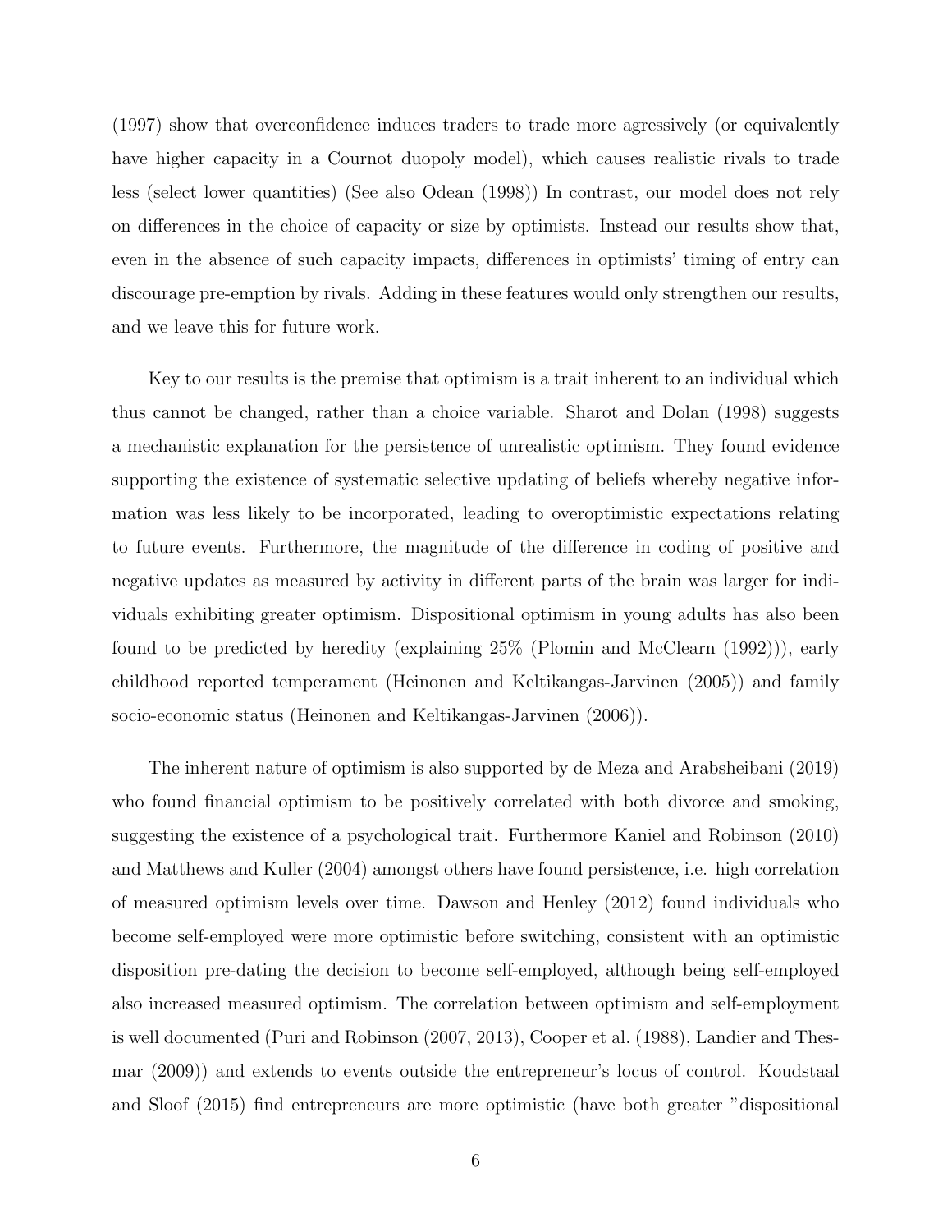(1997) show that overconfidence induces traders to trade more agressively (or equivalently have higher capacity in a Cournot duopoly model), which causes realistic rivals to trade less (select lower quantities) (See also Odean (1998)) In contrast, our model does not rely on differences in the choice of capacity or size by optimists. Instead our results show that, even in the absence of such capacity impacts, differences in optimists' timing of entry can discourage pre-emption by rivals. Adding in these features would only strengthen our results, and we leave this for future work.

Key to our results is the premise that optimism is a trait inherent to an individual which thus cannot be changed, rather than a choice variable. Sharot and Dolan (1998) suggests a mechanistic explanation for the persistence of unrealistic optimism. They found evidence supporting the existence of systematic selective updating of beliefs whereby negative information was less likely to be incorporated, leading to overoptimistic expectations relating to future events. Furthermore, the magnitude of the difference in coding of positive and negative updates as measured by activity in different parts of the brain was larger for individuals exhibiting greater optimism. Dispositional optimism in young adults has also been found to be predicted by heredity (explaining 25% (Plomin and McClearn (1992))), early childhood reported temperament (Heinonen and Keltikangas-Jarvinen (2005)) and family socio-economic status (Heinonen and Keltikangas-Jarvinen (2006)).

The inherent nature of optimism is also supported by de Meza and Arabsheibani (2019) who found financial optimism to be positively correlated with both divorce and smoking, suggesting the existence of a psychological trait. Furthermore Kaniel and Robinson (2010) and Matthews and Kuller (2004) amongst others have found persistence, i.e. high correlation of measured optimism levels over time. Dawson and Henley (2012) found individuals who become self-employed were more optimistic before switching, consistent with an optimistic disposition pre-dating the decision to become self-employed, although being self-employed also increased measured optimism. The correlation between optimism and self-employment is well documented (Puri and Robinson (2007, 2013), Cooper et al. (1988), Landier and Thesmar (2009)) and extends to events outside the entrepreneur's locus of control. Koudstaal and Sloof (2015) find entrepreneurs are more optimistic (have both greater "dispositional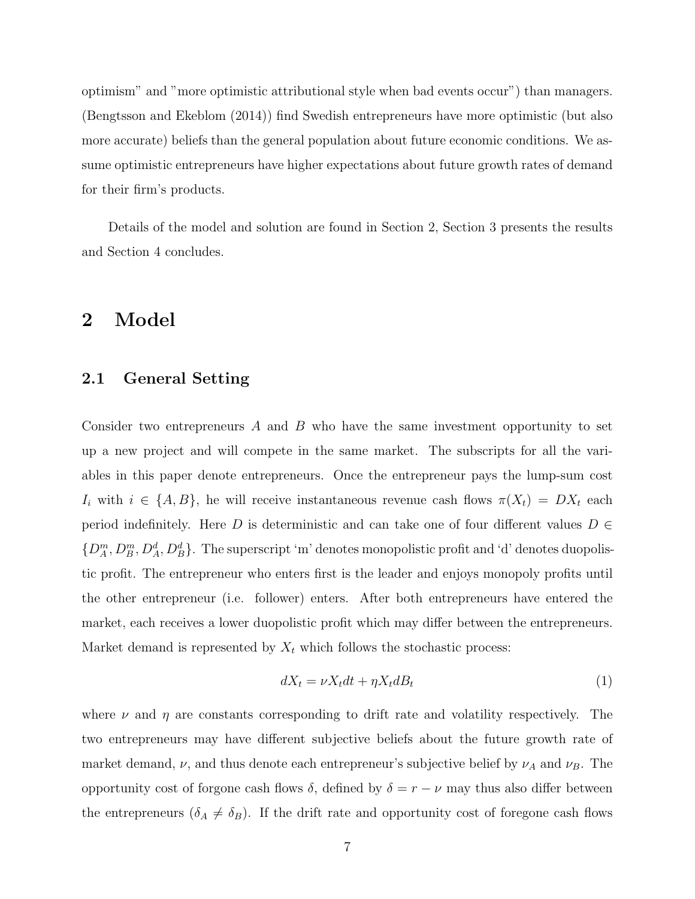optimism" and "more optimistic attributional style when bad events occur") than managers. (Bengtsson and Ekeblom (2014)) find Swedish entrepreneurs have more optimistic (but also more accurate) beliefs than the general population about future economic conditions. We assume optimistic entrepreneurs have higher expectations about future growth rates of demand for their firm's products.

Details of the model and solution are found in Section 2, Section 3 presents the results and Section 4 concludes.

# 2 Model

## 2.1 General Setting

Consider two entrepreneurs $A$ and $B$ who have the same investment opportunity to set up a new project and will compete in the same market. The subscripts for all the variables in this paper denote entrepreneurs. Once the entrepreneur pays the lump-sum cost $I_i$ with $i \in \{A, B\}$, he will receive instantaneous revenue cash flows $\pi(X_t) = DX_t$ each period indefinitely. Here $D$ is deterministic and can take one of four different values $D \in \{D_A^m, D_B^m, D_A^d, D_B^d\}$. The superscript 'm' denotes monopolistic profit and 'd' denotes duopolistic profit. The entrepreneur who enters first is the leader and enjoys monopoly profits until the other entrepreneur (i.e. follower) enters. After both entrepreneurs have entered the market, each receives a lower duopolistic profit which may differ between the entrepreneurs. Market demand is represented by $X_t$ which follows the stochastic process:

$$dX_t = \nu X_t dt + \eta X_t dB_t \tag{1}$$

where $\nu$ and $\eta$ are constants corresponding to drift rate and volatility respectively. The two entrepreneurs may have different subjective beliefs about the future growth rate of market demand, $\nu$, and thus denote each entrepreneur's subjective belief by $\nu_A$ and $\nu_B$. The opportunity cost of forgone cash flows $\delta$, defined by $\delta = r - \nu$ may thus also differ between the entrepreneurs ($\delta_A \neq \delta_B$). If the drift rate and opportunity cost of foregone cash flows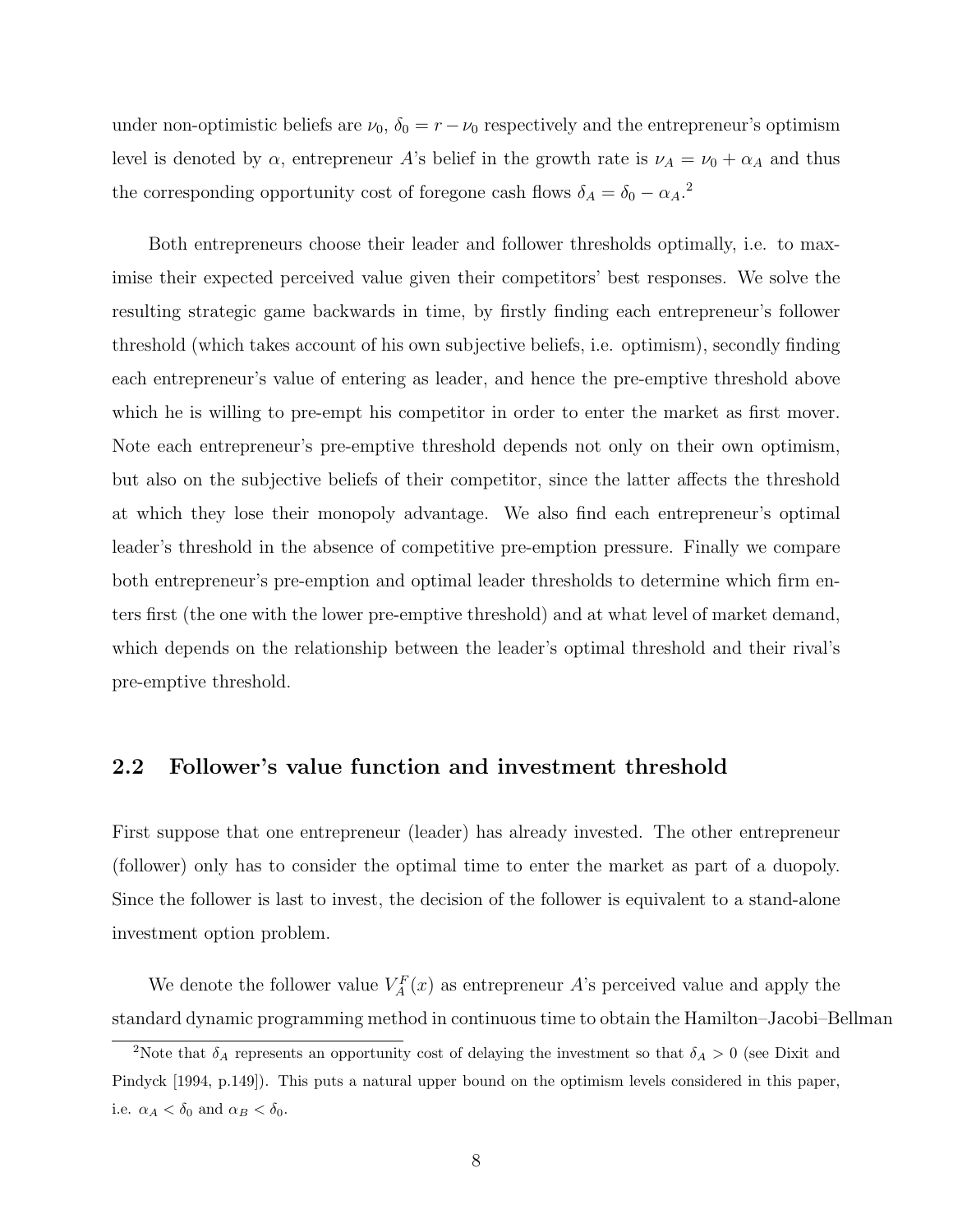under non-optimistic beliefs are $\nu_0$, $\delta_0 = r - \nu_0$ respectively and the entrepreneur's optimism level is denoted by $\alpha$, entrepreneur $A$'s belief in the growth rate is $\nu_A = \nu_0 + \alpha_A$ and thus the corresponding opportunity cost of foregone cash flows $\delta_A = \delta_0 - \alpha_A$.[2]

Both entrepreneurs choose their leader and follower thresholds optimally, i.e. to maximise their expected perceived value given their competitors' best responses. We solve the resulting strategic game backwards in time, by firstly finding each entrepreneur's follower threshold (which takes account of his own subjective beliefs, i.e. optimism), secondly finding each entrepreneur's value of entering as leader, and hence the pre-emptive threshold above which he is willing to pre-empt his competitor in order to enter the market as first mover. Note each entrepreneur's pre-emptive threshold depends not only on their own optimism, but also on the subjective beliefs of their competitor, since the latter affects the threshold at which they lose their monopoly advantage. We also find each entrepreneur's optimal leader's threshold in the absence of competitive pre-emption pressure. Finally we compare both entrepreneur's pre-emption and optimal leader thresholds to determine which firm enters first (the one with the lower pre-emptive threshold) and at what level of market demand, which depends on the relationship between the leader's optimal threshold and their rival's pre-emptive threshold.

## 2.2 Follower's value function and investment threshold

First suppose that one entrepreneur (leader) has already invested. The other entrepreneur (follower) only has to consider the optimal time to enter the market as part of a duopoly. Since the follower is last to invest, the decision of the follower is equivalent to a stand-alone investment option problem.

We denote the follower value $V_A^F(x)$ as entrepreneur $A$'s perceived value and apply the standard dynamic programming method in continuous time to obtain the Hamilton–Jacobi–Bellman

[2]Note that $\delta_A$ represents an opportunity cost of delaying the investment so that $\delta_A > 0$ (see Dixit and Pindyck [1994, p.149]). This puts a natural upper bound on the optimism levels considered in this paper, i.e. $\alpha_A < \delta_0$ and $\alpha_B < \delta_0$.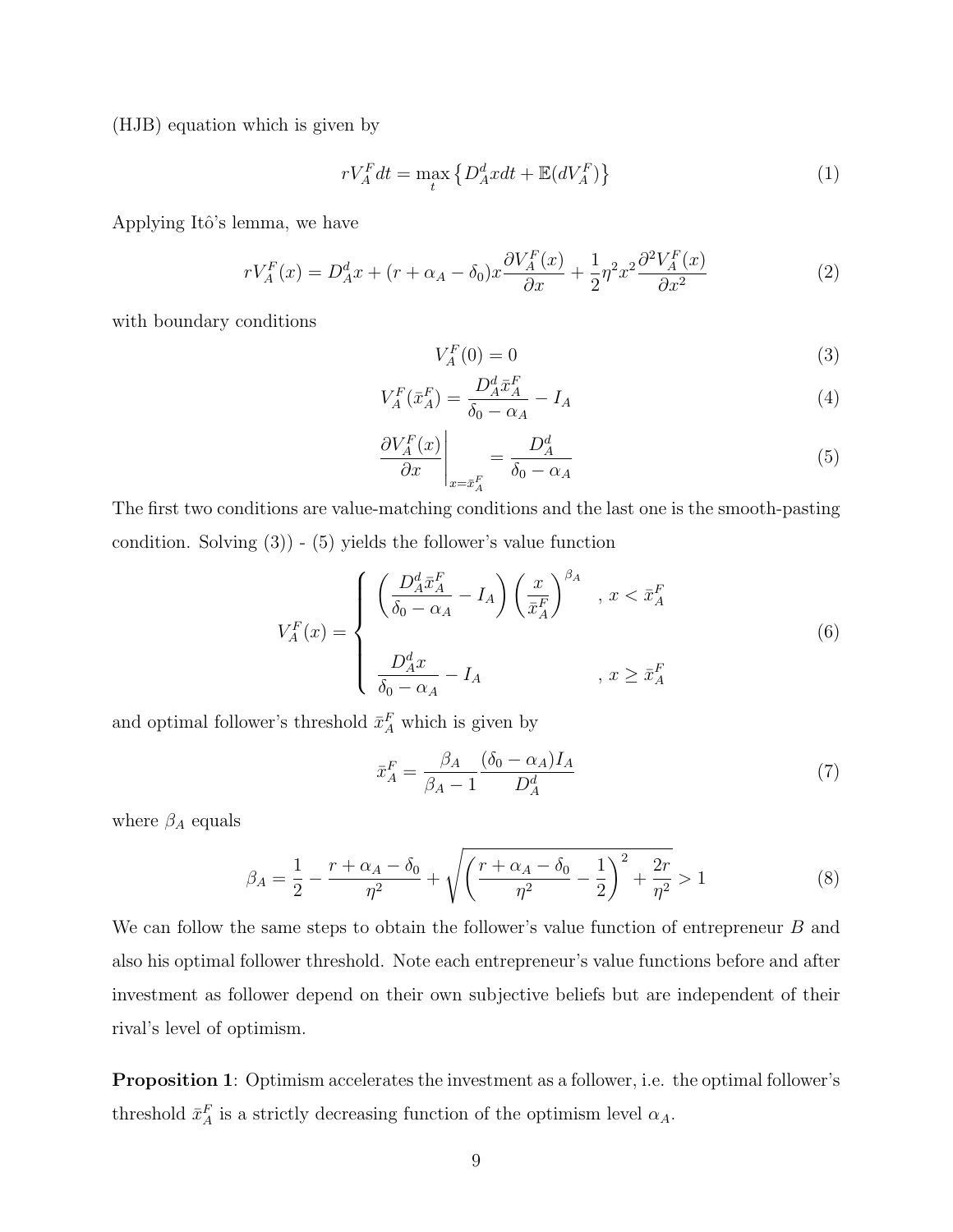(HJB) equation which is given by

$$rV_A^F dt = \max_t \left\{ D_A^d x dt + \mathbb{E}(dV_A^F) \right\} \tag{1}$$

Applying Itô's lemma, we have

$$rV_A^F(x) = D_A^d x + (r + \alpha_A - \delta_0)x \frac{\partial V_A^F(x)}{\partial x} + \frac{1}{2}\eta^2 x^2 \frac{\partial^2 V_A^F(x)}{\partial x^2} \tag{2}$$

with boundary conditions

$$V_A^F(0) = 0 \tag{3}$$

$$V_A^F(\bar{x}_A^F) = \frac{D_A^d \bar{x}_A^F}{\delta_0 - \alpha_A} - I_A \tag{4}$$

$$\left. \frac{\partial V_A^F(x)}{\partial x} \right|_{x=\bar{x}_A^F} = \frac{D_A^d}{\delta_0 - \alpha_A} \tag{5}$$

The first two conditions are value-matching conditions and the last one is the smooth-pasting condition. Solving (3)) - (5) yields the follower's value function

$$V_A^F(x) = \begin{cases} \left( \dfrac{D_A^d \bar{x}_A^F}{\delta_0 - \alpha_A} - I_A \right) \left( \dfrac{x}{\bar{x}_A^F} \right)^{\beta_A} & , x < \bar{x}_A^F \\ \\ \dfrac{D_A^d x}{\delta_0 - \alpha_A} - I_A & , x \geq \bar{x}_A^F \end{cases} \tag{6}$$

and optimal follower's threshold $\bar{x}_A^F$ which is given by

$$\bar{x}_A^F = \frac{\beta_A}{\beta_A - 1} \frac{(\delta_0 - \alpha_A) I_A}{D_A^d} \tag{7}$$

where $\beta_A$ equals

$$\beta_A = \frac{1}{2} - \frac{r + \alpha_A - \delta_0}{\eta^2} + \sqrt{\left( \frac{r + \alpha_A - \delta_0}{\eta^2} - \frac{1}{2} \right)^2 + \frac{2r}{\eta^2}} > 1 \tag{8}$$

We can follow the same steps to obtain the follower's value function of entrepreneur $B$ and also his optimal follower threshold. Note each entrepreneur's value functions before and after investment as follower depend on their own subjective beliefs but are independent of their rival's level of optimism.

**Proposition 1**: Optimism accelerates the investment as a follower, i.e. the optimal follower's threshold $\bar{x}_A^F$ is a strictly decreasing function of the optimism level $\alpha_A$.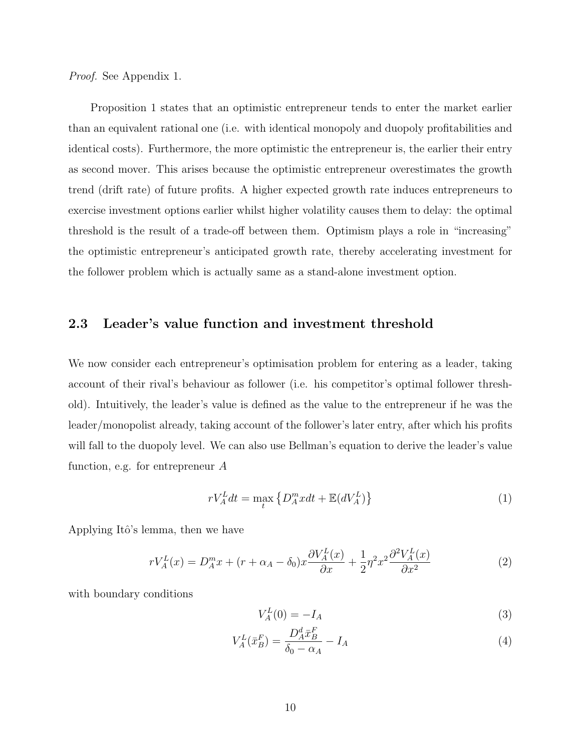*Proof.* See Appendix 1.

Proposition 1 states that an optimistic entrepreneur tends to enter the market earlier than an equivalent rational one (i.e. with identical monopoly and duopoly profitabilities and identical costs). Furthermore, the more optimistic the entrepreneur is, the earlier their entry as second mover. This arises because the optimistic entrepreneur overestimates the growth trend (drift rate) of future profits. A higher expected growth rate induces entrepreneurs to exercise investment options earlier whilst higher volatility causes them to delay: the optimal threshold is the result of a trade-off between them. Optimism plays a role in "increasing" the optimistic entrepreneur's anticipated growth rate, thereby accelerating investment for the follower problem which is actually same as a stand-alone investment option.

## 2.3 Leader's value function and investment threshold

We now consider each entrepreneur's optimisation problem for entering as a leader, taking account of their rival's behaviour as follower (i.e. his competitor's optimal follower threshold). Intuitively, the leader's value is defined as the value to the entrepreneur if he was the leader/monopolist already, taking account of the follower's later entry, after which his profits will fall to the duopoly level. We can also use Bellman's equation to derive the leader's value function, e.g. for entrepreneur $A$

$$rV_A^L dt = \max_t \left\{ D_A^m x dt + \mathbb{E}(dV_A^L) \right\} \tag{1}$$

Applying Itô's lemma, then we have

$$rV_A^L(x) = D_A^m x + (r + \alpha_A - \delta_0) x \frac{\partial V_A^L(x)}{\partial x} + \frac{1}{2}\eta^2 x^2 \frac{\partial^2 V_A^L(x)}{\partial x^2} \tag{2}$$

with boundary conditions

$$V_A^L(0) = -I_A \tag{3}$$

$$V_A^L(\bar{x}_B^F) = \frac{D_A^d \bar{x}_B^F}{\delta_0 - \alpha_A} - I_A \tag{4}$$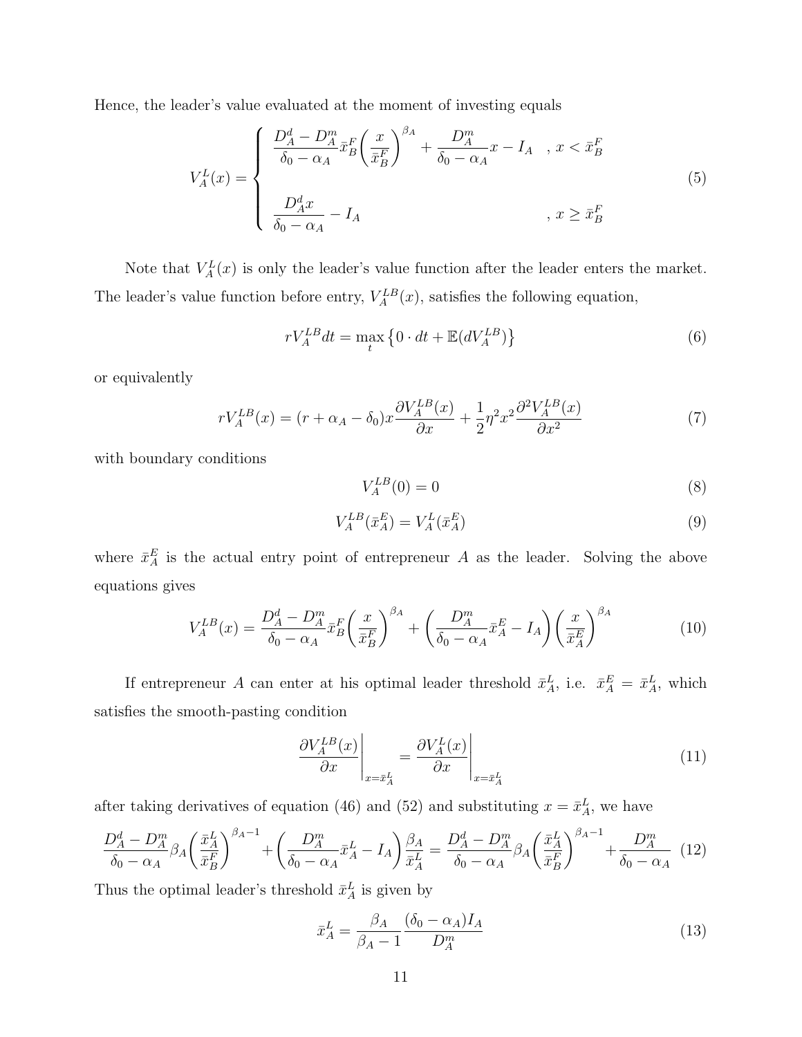Hence, the leader's value evaluated at the moment of investing equals

$$V_A^L(x) = \begin{cases} \dfrac{D_A^d - D_A^m}{\delta_0 - \alpha_A} \bar{x}_B^F \left( \dfrac{x}{\bar{x}_B^F} \right)^{\beta_A} + \dfrac{D_A^m}{\delta_0 - \alpha_A} x - I_A & , x < \bar{x}_B^F \\ \\ \dfrac{D_A^d x}{\delta_0 - \alpha_A} - I_A & , x \geq \bar{x}_B^F \end{cases} \tag{5}$$

Note that $V_A^L(x)$ is only the leader's value function after the leader enters the market. The leader's value function before entry, $V_A^{LB}(x)$, satisfies the following equation,

$$rV_A^{LB} dt = \max_t \left\{ 0 \cdot dt + \mathbb{E}(dV_A^{LB}) \right\} \tag{6}$$

or equivalently

$$rV_A^{LB}(x) = (r + \alpha_A - \delta_0) x \frac{\partial V_A^{LB}(x)}{\partial x} + \frac{1}{2} \eta^2 x^2 \frac{\partial^2 V_A^{LB}(x)}{\partial x^2} \tag{7}$$

with boundary conditions

$$V_A^{LB}(0) = 0 \tag{8}$$

$$V_A^{LB}(\bar{x}_A^E) = V_A^L(\bar{x}_A^E) \tag{9}$$

where $\bar{x}_A^E$ is the actual entry point of entrepreneur $A$ as the leader. Solving the above equations gives

$$V_A^{LB}(x) = \frac{D_A^d - D_A^m}{\delta_0 - \alpha_A} \bar{x}_B^F \left( \frac{x}{\bar{x}_B^F} \right)^{\beta_A} + \left( \frac{D_A^m}{\delta_0 - \alpha_A} \bar{x}_A^E - I_A \right) \left( \frac{x}{\bar{x}_A^E} \right)^{\beta_A} \tag{10}$$

If entrepreneur $A$ can enter at his optimal leader threshold $\bar{x}_A^L$, i.e. $\bar{x}_A^E = \bar{x}_A^L$, which satisfies the smooth-pasting condition

$$\left. \frac{\partial V_A^{LB}(x)}{\partial x} \right|_{x = \bar{x}_A^L} = \left. \frac{\partial V_A^L(x)}{\partial x} \right|_{x = \bar{x}_A^L} \tag{11}$$

after taking derivatives of equation (46) and (52) and substituting $x = \bar{x}_A^L$, we have

$$\frac{D_A^d - D_A^m}{\delta_0 - \alpha_A} \beta_A \left( \frac{\bar{x}_A^L}{\bar{x}_B^F} \right)^{\beta_A - 1} + \left( \frac{D_A^m}{\delta_0 - \alpha_A} \bar{x}_A^L - I_A \right) \frac{\beta_A}{\bar{x}_A^L} = \frac{D_A^d - D_A^m}{\delta_0 - \alpha_A} \beta_A \left( \frac{\bar{x}_A^L}{\bar{x}_B^F} \right)^{\beta_A - 1} + \frac{D_A^m}{\delta_0 - \alpha_A} \tag{12}$$

Thus the optimal leader's threshold $\bar{x}_A^L$ is given by

$$\bar{x}_A^L = \frac{\beta_A}{\beta_A - 1} \frac{(\delta_0 - \alpha_A) I_A}{D_A^m} \tag{13}$$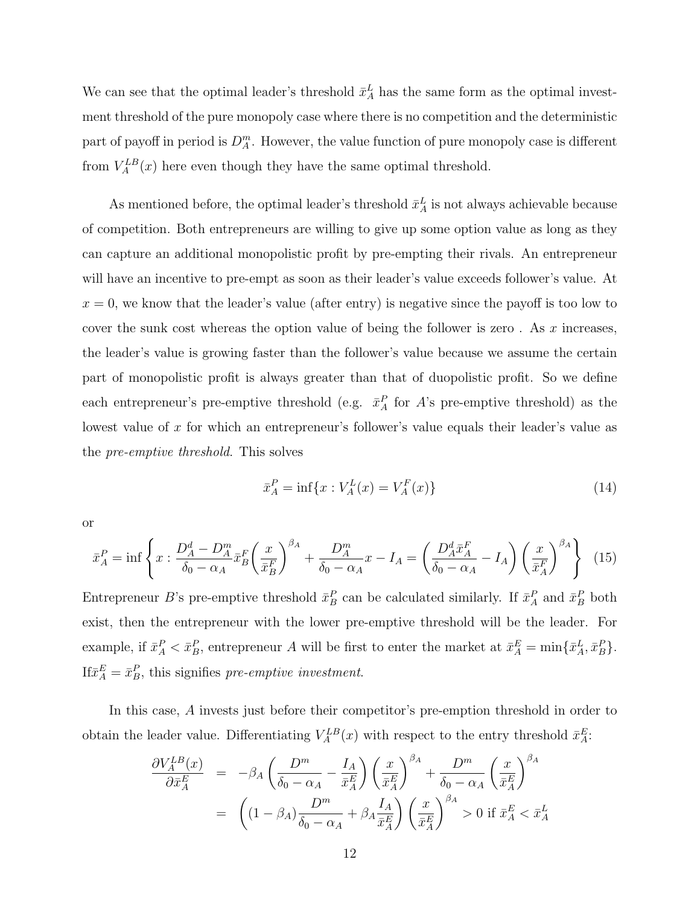We can see that the optimal leader's threshold $\bar{x}_A^L$ has the same form as the optimal investment threshold of the pure monopoly case where there is no competition and the deterministic part of payoff in period is $D_A^m$. However, the value function of pure monopoly case is different from $V_A^{LB}(x)$ here even though they have the same optimal threshold.

As mentioned before, the optimal leader's threshold $\bar{x}_A^L$ is not always achievable because of competition. Both entrepreneurs are willing to give up some option value as long as they can capture an additional monopolistic profit by pre-empting their rivals. An entrepreneur will have an incentive to pre-empt as soon as their leader's value exceeds follower's value. At $x = 0$, we know that the leader's value (after entry) is negative since the payoff is too low to cover the sunk cost whereas the option value of being the follower is zero . As $x$ increases, the leader's value is growing faster than the follower's value because we assume the certain part of monopolistic profit is always greater than that of duopolistic profit. So we define each entrepreneur's pre-emptive threshold (e.g. $\bar{x}_A^P$ for $A$'s pre-emptive threshold) as the lowest value of $x$ for which an entrepreneur's follower's value equals their leader's value as the *pre-emptive threshold*. This solves

$$\bar{x}_A^P = \inf\{x : V_A^L(x) = V_A^F(x)\} \tag{14}$$

or

$$\bar{x}_A^P = \inf\left\{ x : \frac{D_A^d - D_A^m}{\delta_0 - \alpha_A}\bar{x}_B^F\left(\frac{x}{\bar{x}_B^F}\right)^{\beta_A} + \frac{D_A^m}{\delta_0 - \alpha_A}x - I_A = \left(\frac{D_A^d \bar{x}_A^F}{\delta_0 - \alpha_A} - I_A\right)\left(\frac{x}{\bar{x}_A^F}\right)^{\beta_A} \right\} \tag{15}$$

Entrepreneur $B$'s pre-emptive threshold $\bar{x}_B^P$ can be calculated similarly. If $\bar{x}_A^P$ and $\bar{x}_B^P$ both exist, then the entrepreneur with the lower pre-emptive threshold will be the leader. For example, if $\bar{x}_A^P < \bar{x}_B^P$, entrepreneur $A$ will be first to enter the market at $\bar{x}_A^E = \min\{\bar{x}_A^L, \bar{x}_B^P\}$. If $\bar{x}_A^E = \bar{x}_B^P$, this signifies *pre-emptive investment*.

In this case, $A$ invests just before their competitor's pre-emption threshold in order to obtain the leader value. Differentiating $V_A^{LB}(x)$ with respect to the entry threshold $\bar{x}_A^E$:

$$\begin{aligned}
\frac{\partial V_A^{LB}(x)}{\partial \bar{x}_A^E} &= -\beta_A\left(\frac{D^m}{\delta_0 - \alpha_A} - \frac{I_A}{\bar{x}_A^E}\right)\left(\frac{x}{\bar{x}_A^E}\right)^{\beta_A} + \frac{D^m}{\delta_0 - \alpha_A}\left(\frac{x}{\bar{x}_A^E}\right)^{\beta_A} \\
&= \left((1 - \beta_A)\frac{D^m}{\delta_0 - \alpha_A} + \beta_A\frac{I_A}{\bar{x}_A^E}\right)\left(\frac{x}{\bar{x}_A^E}\right)^{\beta_A} > 0 \text{ if } \bar{x}_A^E < \bar{x}_A^L
\end{aligned}$$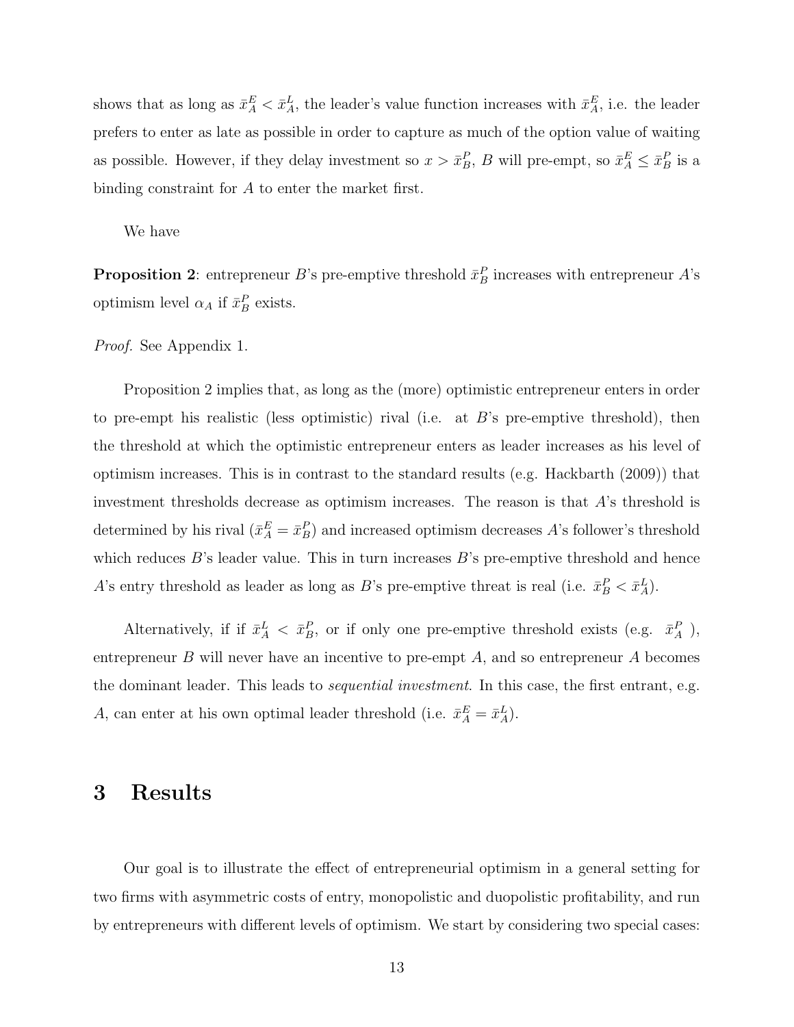shows that as long as $\bar{x}_A^E < \bar{x}_A^L$, the leader's value function increases with $\bar{x}_A^E$, i.e. the leader prefers to enter as late as possible in order to capture as much of the option value of waiting as possible. However, if they delay investment so $x > \bar{x}_B^P$, $B$ will pre-empt, so $\bar{x}_A^E \leq \bar{x}_B^P$ is a binding constraint for $A$ to enter the market first.

We have

**Proposition 2**: entrepreneur $B$'s pre-emptive threshold $\bar{x}_B^P$ increases with entrepreneur $A$'s optimism level $\alpha_A$ if $\bar{x}_B^P$ exists.

*Proof.* See Appendix 1.

Proposition 2 implies that, as long as the (more) optimistic entrepreneur enters in order to pre-empt his realistic (less optimistic) rival (i.e. at $B$'s pre-emptive threshold), then the threshold at which the optimistic entrepreneur enters as leader increases as his level of optimism increases. This is in contrast to the standard results (e.g. Hackbarth (2009)) that investment thresholds decrease as optimism increases. The reason is that $A$'s threshold is determined by his rival ($\bar{x}_A^E = \bar{x}_B^P$) and increased optimism decreases $A$'s follower's threshold which reduces $B$'s leader value. This in turn increases $B$'s pre-emptive threshold and hence $A$'s entry threshold as leader as long as $B$'s pre-emptive threat is real (i.e. $\bar{x}_B^P < \bar{x}_A^L$).

Alternatively, if if $\bar{x}_A^L < \bar{x}_B^P$, or if only one pre-emptive threshold exists (e.g. $\bar{x}_A^P$ ), entrepreneur $B$ will never have an incentive to pre-empt $A$, and so entrepreneur $A$ becomes the dominant leader. This leads to *sequential investment*. In this case, the first entrant, e.g. $A$, can enter at his own optimal leader threshold (i.e. $\bar{x}_A^E = \bar{x}_A^L$).

# 3 Results

Our goal is to illustrate the effect of entrepreneurial optimism in a general setting for two firms with asymmetric costs of entry, monopolistic and duopolistic profitability, and run by entrepreneurs with different levels of optimism. We start by considering two special cases: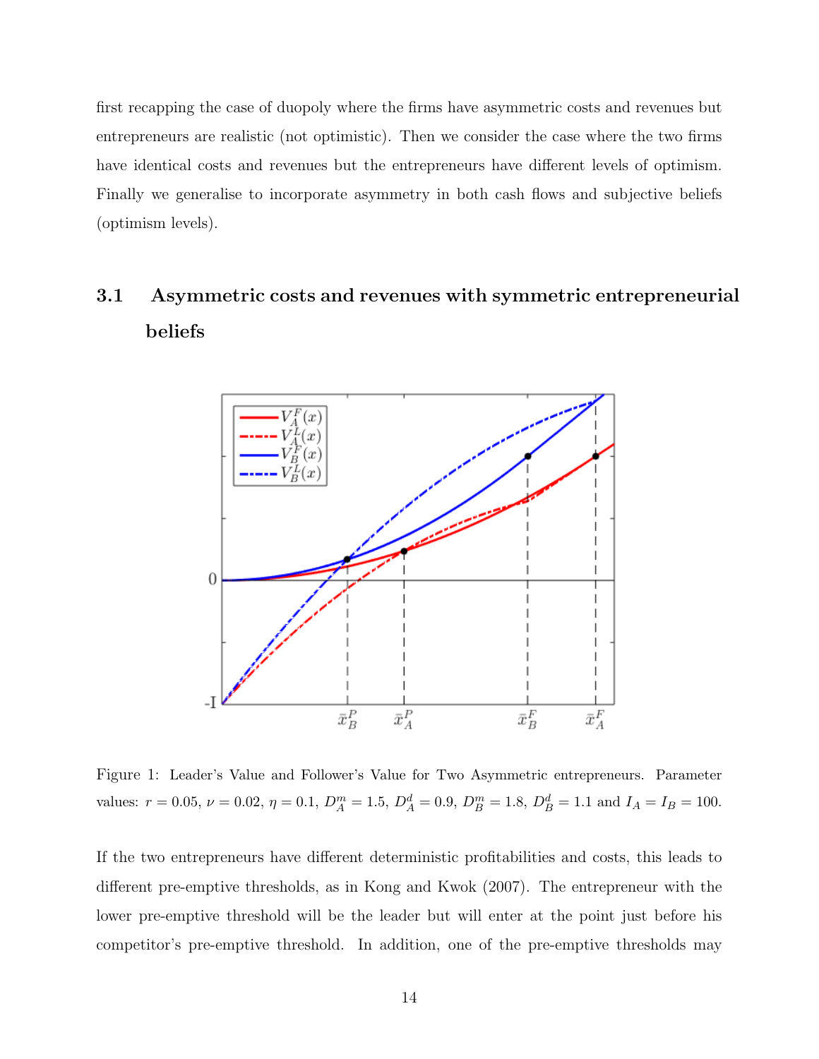first recapping the case of duopoly where the firms have asymmetric costs and revenues but entrepreneurs are realistic (not optimistic). Then we consider the case where the two firms have identical costs and revenues but the entrepreneurs have different levels of optimism. Finally we generalise to incorporate asymmetry in both cash flows and subjective beliefs (optimism levels).

## 3.1 Asymmetric costs and revenues with symmetric entrepreneurial beliefs

Figure 1: Leader's Value and Follower's Value for Two Asymmetric entrepreneurs. Parameter values: $r = 0.05$, $\nu = 0.02$, $\eta = 0.1$, $D_A^m = 1.5$, $D_A^d = 0.9$, $D_B^m = 1.8$, $D_B^d = 1.1$ and $I_A = I_B = 100$.

If the two entrepreneurs have different deterministic profitabilities and costs, this leads to different pre-emptive thresholds, as in Kong and Kwok (2007). The entrepreneur with the lower pre-emptive threshold will be the leader but will enter at the point just before his competitor's pre-emptive threshold. In addition, one of the pre-emptive thresholds may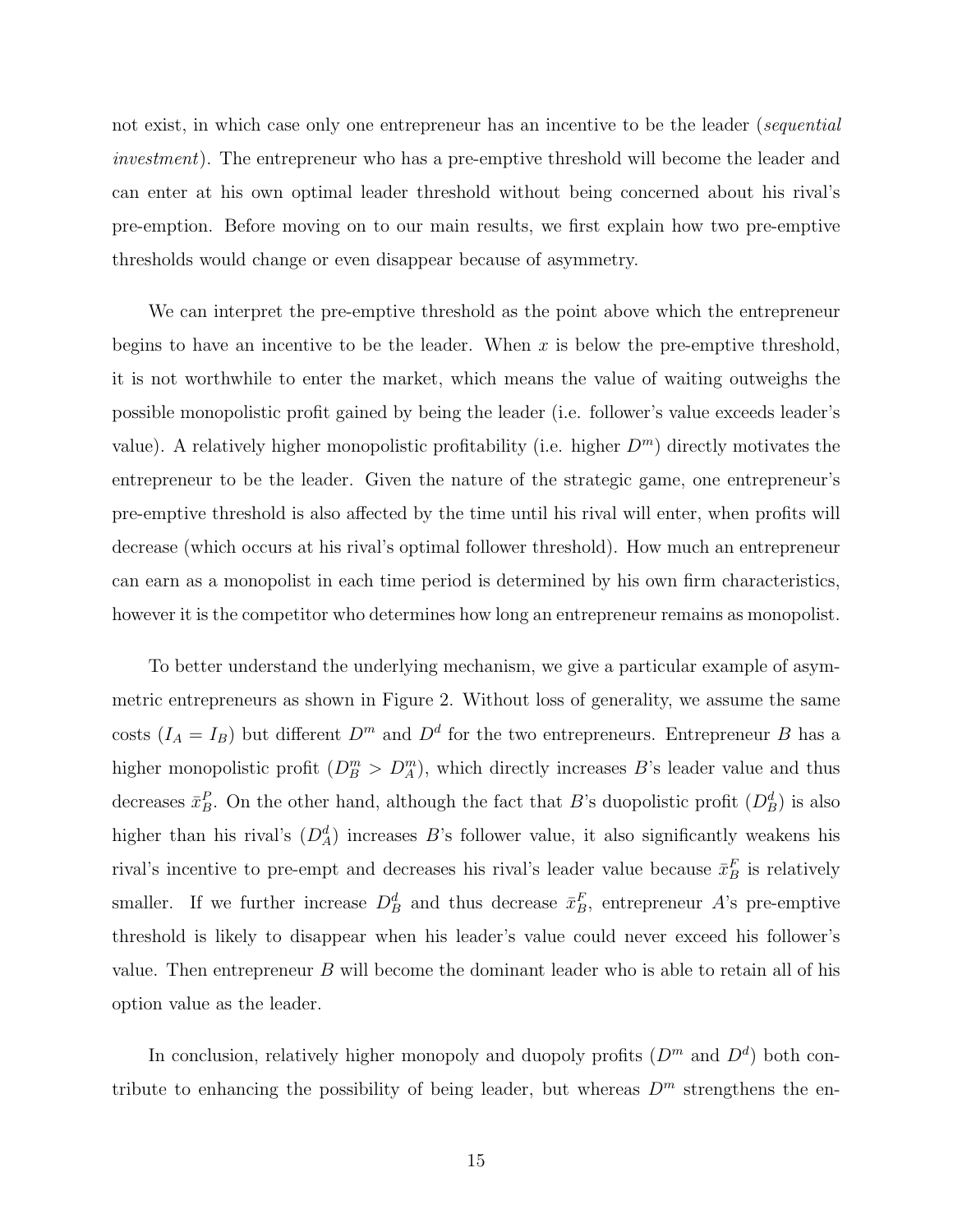not exist, in which case only one entrepreneur has an incentive to be the leader (*sequential investment*). The entrepreneur who has a pre-emptive threshold will become the leader and can enter at his own optimal leader threshold without being concerned about his rival's pre-emption. Before moving on to our main results, we first explain how two pre-emptive thresholds would change or even disappear because of asymmetry.

We can interpret the pre-emptive threshold as the point above which the entrepreneur begins to have an incentive to be the leader. When $x$ is below the pre-emptive threshold, it is not worthwhile to enter the market, which means the value of waiting outweighs the possible monopolistic profit gained by being the leader (i.e. follower's value exceeds leader's value). A relatively higher monopolistic profitability (i.e. higher $D^m$) directly motivates the entrepreneur to be the leader. Given the nature of the strategic game, one entrepreneur's pre-emptive threshold is also affected by the time until his rival will enter, when profits will decrease (which occurs at his rival's optimal follower threshold). How much an entrepreneur can earn as a monopolist in each time period is determined by his own firm characteristics, however it is the competitor who determines how long an entrepreneur remains as monopolist.

To better understand the underlying mechanism, we give a particular example of asymmetric entrepreneurs as shown in Figure 2. Without loss of generality, we assume the same costs ($I_A = I_B$) but different $D^m$ and $D^d$ for the two entrepreneurs. Entrepreneur $B$ has a higher monopolistic profit ($D^m_B > D^m_A$), which directly increases $B$'s leader value and thus decreases $\bar{x}^P_B$. On the other hand, although the fact that $B$'s duopolistic profit ($D^d_B$) is also higher than his rival's ($D^d_A$) increases $B$'s follower value, it also significantly weakens his rival's incentive to pre-empt and decreases his rival's leader value because $\bar{x}^F_B$ is relatively smaller. If we further increase $D^d_B$ and thus decrease $\bar{x}^F_B$, entrepreneur $A$'s pre-emptive threshold is likely to disappear when his leader's value could never exceed his follower's value. Then entrepreneur $B$ will become the dominant leader who is able to retain all of his option value as the leader.

In conclusion, relatively higher monopoly and duopoly profits ($D^m$ and $D^d$) both contribute to enhancing the possibility of being leader, but whereas $D^m$ strengthens the en-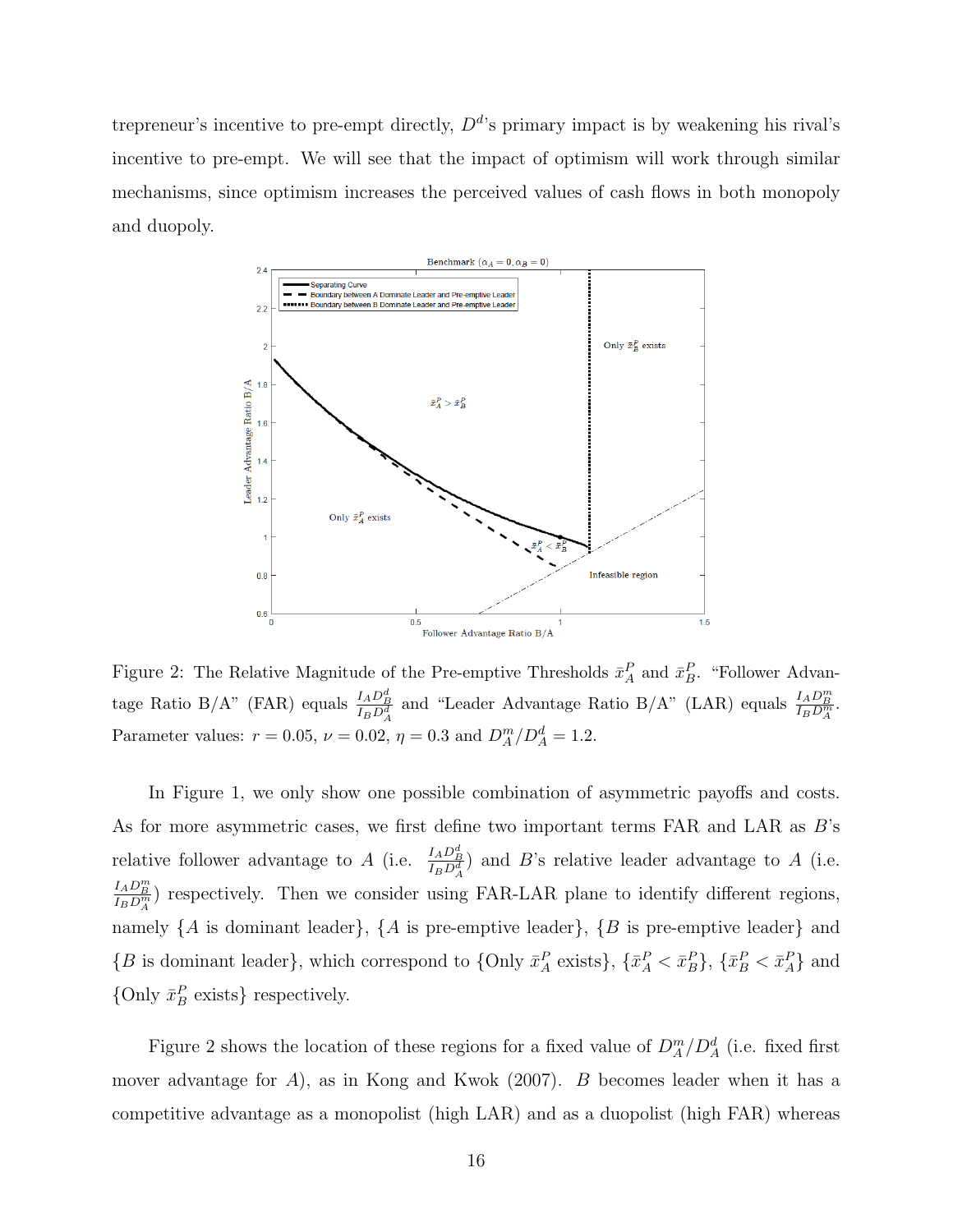trepreneur's incentive to pre-empt directly, $D^d$'s primary impact is by weakening his rival's incentive to pre-empt. We will see that the impact of optimism will work through similar mechanisms, since optimism increases the perceived values of cash flows in both monopoly and duopoly.

Figure 2: The Relative Magnitude of the Pre-emptive Thresholds $\bar{x}_A^P$ and $\bar{x}_B^P$. "Follower Advantage Ratio B/A" (FAR) equals $\frac{I_A D_B^d}{I_B D_A^d}$ and "Leader Advantage Ratio B/A" (LAR) equals $\frac{I_A D_B^m}{I_B D_A^m}$. Parameter values: $r = 0.05$, $\nu = 0.02$, $\eta = 0.3$ and $D_A^m / D_A^d = 1.2$.

In Figure 1, we only show one possible combination of asymmetric payoffs and costs. As for more asymmetric cases, we first define two important terms FAR and LAR as $B$'s relative follower advantage to $A$ (i.e. $\frac{I_A D_B^d}{I_B D_A^d}$) and $B$'s relative leader advantage to $A$ (i.e. $\frac{I_A D_B^m}{I_B D_A^m}$) respectively. Then we consider using FAR-LAR plane to identify different regions, namely $\{A$ is dominant leader$\}$, $\{A$ is pre-emptive leader$\}$, $\{B$ is pre-emptive leader$\}$ and $\{B$ is dominant leader$\}$, which correspond to $\{$Only $\bar{x}_A^P$ exists$\}$, $\{\bar{x}_A^P < \bar{x}_B^P\}$, $\{\bar{x}_B^P < \bar{x}_A^P\}$ and $\{$Only $\bar{x}_B^P$ exists$\}$ respectively.

Figure 2 shows the location of these regions for a fixed value of $D_A^m / D_A^d$ (i.e. fixed first mover advantage for $A$), as in Kong and Kwok (2007). $B$ becomes leader when it has a competitive advantage as a monopolist (high LAR) and as a duopolist (high FAR) whereas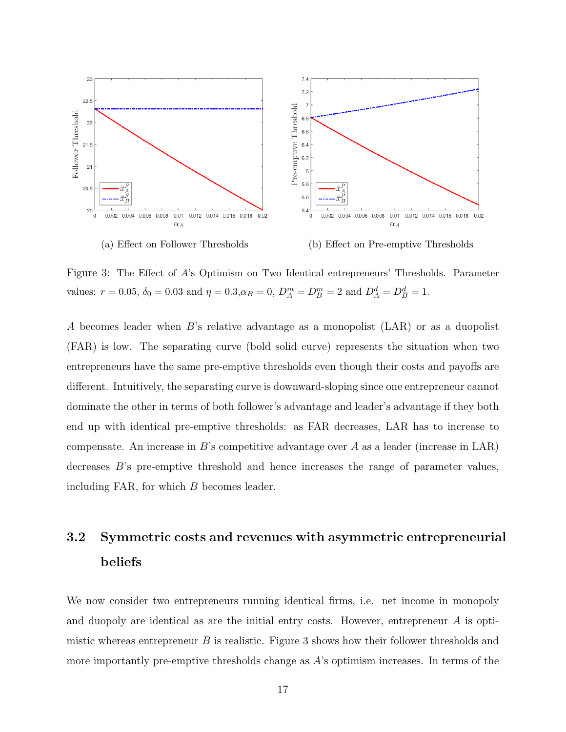(a) Effect on Follower Thresholds

(b) Effect on Pre-emptive Thresholds

Figure 3: The Effect of $A$'s Optimism on Two Identical entrepreneurs' Thresholds. Parameter values: $r = 0.05$, $\delta_0 = 0.03$ and $\eta = 0.3$,$\alpha_B = 0$, $D^m_A = D^m_B = 2$ and $D^d_A = D^d_B = 1$.

$A$ becomes leader when $B$'s relative advantage as a monopolist (LAR) or as a duopolist (FAR) is low. The separating curve (bold solid curve) represents the situation when two entrepreneurs have the same pre-emptive thresholds even though their costs and payoffs are different. Intuitively, the separating curve is downward-sloping since one entrepreneur cannot dominate the other in terms of both follower's advantage and leader's advantage if they both end up with identical pre-emptive thresholds: as FAR decreases, LAR has to increase to compensate. An increase in $B$'s competitive advantage over $A$ as a leader (increase in LAR) decreases $B$'s pre-emptive threshold and hence increases the range of parameter values, including FAR, for which $B$ becomes leader.

### 3.2 Symmetric costs and revenues with asymmetric entrepreneurial beliefs

We now consider two entrepreneurs running identical firms, i.e. net income in monopoly and duopoly are identical as are the initial entry costs. However, entrepreneur $A$ is optimistic whereas entrepreneur $B$ is realistic. Figure 3 shows how their follower thresholds and more importantly pre-emptive thresholds change as $A$'s optimism increases. In terms of the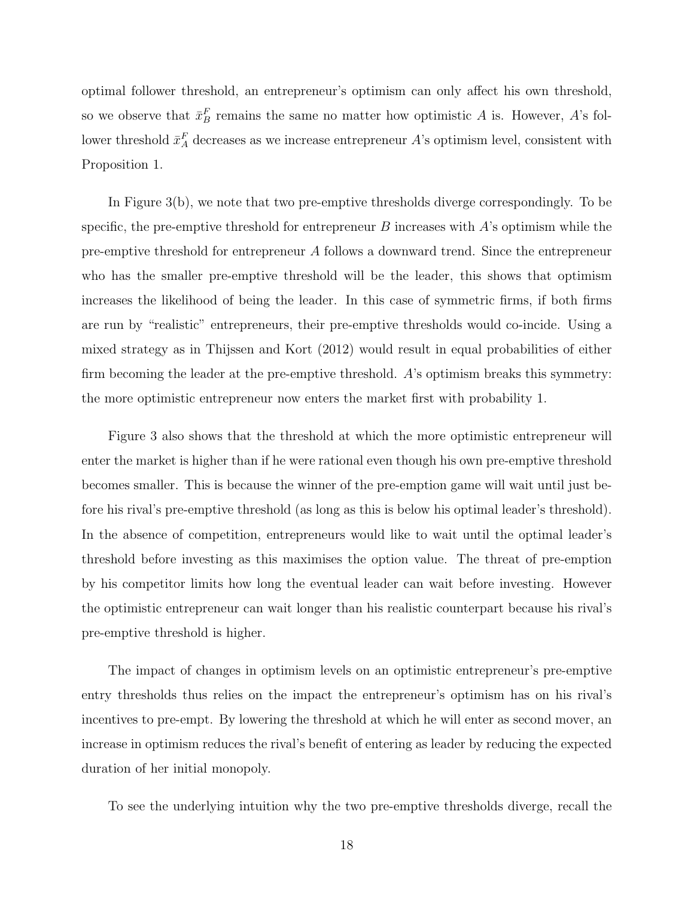optimal follower threshold, an entrepreneur's optimism can only affect his own threshold, so we observe that $\bar{x}_B^F$ remains the same no matter how optimistic $A$ is. However, $A$'s follower threshold $\bar{x}_A^F$ decreases as we increase entrepreneur $A$'s optimism level, consistent with Proposition 1.

In Figure 3(b), we note that two pre-emptive thresholds diverge correspondingly. To be specific, the pre-emptive threshold for entrepreneur $B$ increases with $A$'s optimism while the pre-emptive threshold for entrepreneur $A$ follows a downward trend. Since the entrepreneur who has the smaller pre-emptive threshold will be the leader, this shows that optimism increases the likelihood of being the leader. In this case of symmetric firms, if both firms are run by "realistic" entrepreneurs, their pre-emptive thresholds would co-incide. Using a mixed strategy as in Thijssen and Kort (2012) would result in equal probabilities of either firm becoming the leader at the pre-emptive threshold. $A$'s optimism breaks this symmetry: the more optimistic entrepreneur now enters the market first with probability 1.

Figure 3 also shows that the threshold at which the more optimistic entrepreneur will enter the market is higher than if he were rational even though his own pre-emptive threshold becomes smaller. This is because the winner of the pre-emption game will wait until just before his rival's pre-emptive threshold (as long as this is below his optimal leader's threshold). In the absence of competition, entrepreneurs would like to wait until the optimal leader's threshold before investing as this maximises the option value. The threat of pre-emption by his competitor limits how long the eventual leader can wait before investing. However the optimistic entrepreneur can wait longer than his realistic counterpart because his rival's pre-emptive threshold is higher.

The impact of changes in optimism levels on an optimistic entrepreneur's pre-emptive entry thresholds thus relies on the impact the entrepreneur's optimism has on his rival's incentives to pre-empt. By lowering the threshold at which he will enter as second mover, an increase in optimism reduces the rival's benefit of entering as leader by reducing the expected duration of her initial monopoly.

To see the underlying intuition why the two pre-emptive thresholds diverge, recall the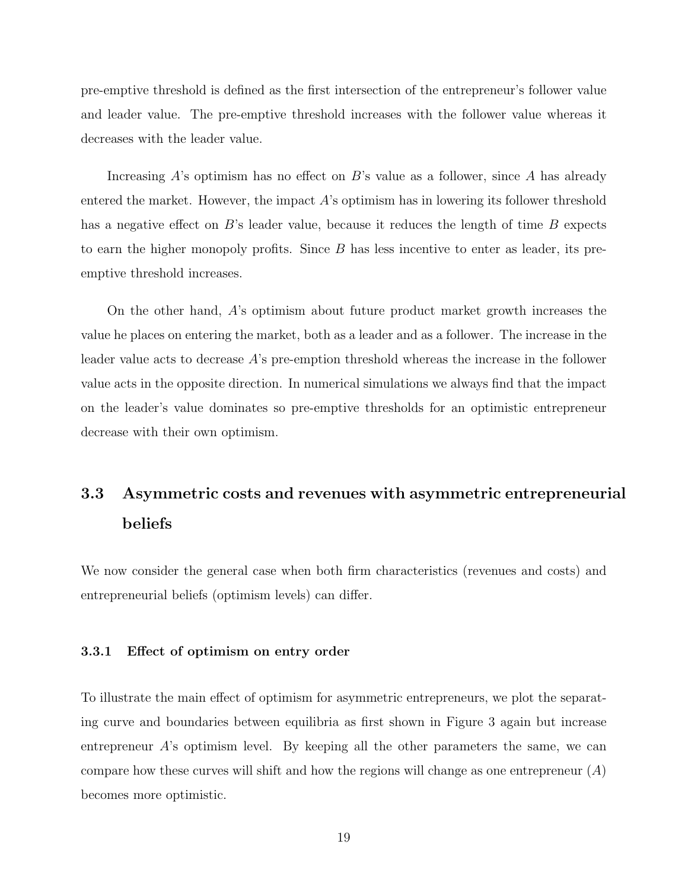pre-emptive threshold is defined as the first intersection of the entrepreneur's follower value and leader value. The pre-emptive threshold increases with the follower value whereas it decreases with the leader value.

Increasing $A$'s optimism has no effect on $B$'s value as a follower, since $A$ has already entered the market. However, the impact $A$'s optimism has in lowering its follower threshold has a negative effect on $B$'s leader value, because it reduces the length of time $B$ expects to earn the higher monopoly profits. Since $B$ has less incentive to enter as leader, its pre-emptive threshold increases.

On the other hand, $A$'s optimism about future product market growth increases the value he places on entering the market, both as a leader and as a follower. The increase in the leader value acts to decrease $A$'s pre-emption threshold whereas the increase in the follower value acts in the opposite direction. In numerical simulations we always find that the impact on the leader's value dominates so pre-emptive thresholds for an optimistic entrepreneur decrease with their own optimism.

## 3.3 Asymmetric costs and revenues with asymmetric entrepreneurial beliefs

We now consider the general case when both firm characteristics (revenues and costs) and entrepreneurial beliefs (optimism levels) can differ.

### 3.3.1 Effect of optimism on entry order

To illustrate the main effect of optimism for asymmetric entrepreneurs, we plot the separating curve and boundaries between equilibria as first shown in Figure 3 again but increase entrepreneur $A$'s optimism level. By keeping all the other parameters the same, we can compare how these curves will shift and how the regions will change as one entrepreneur ($A$) becomes more optimistic.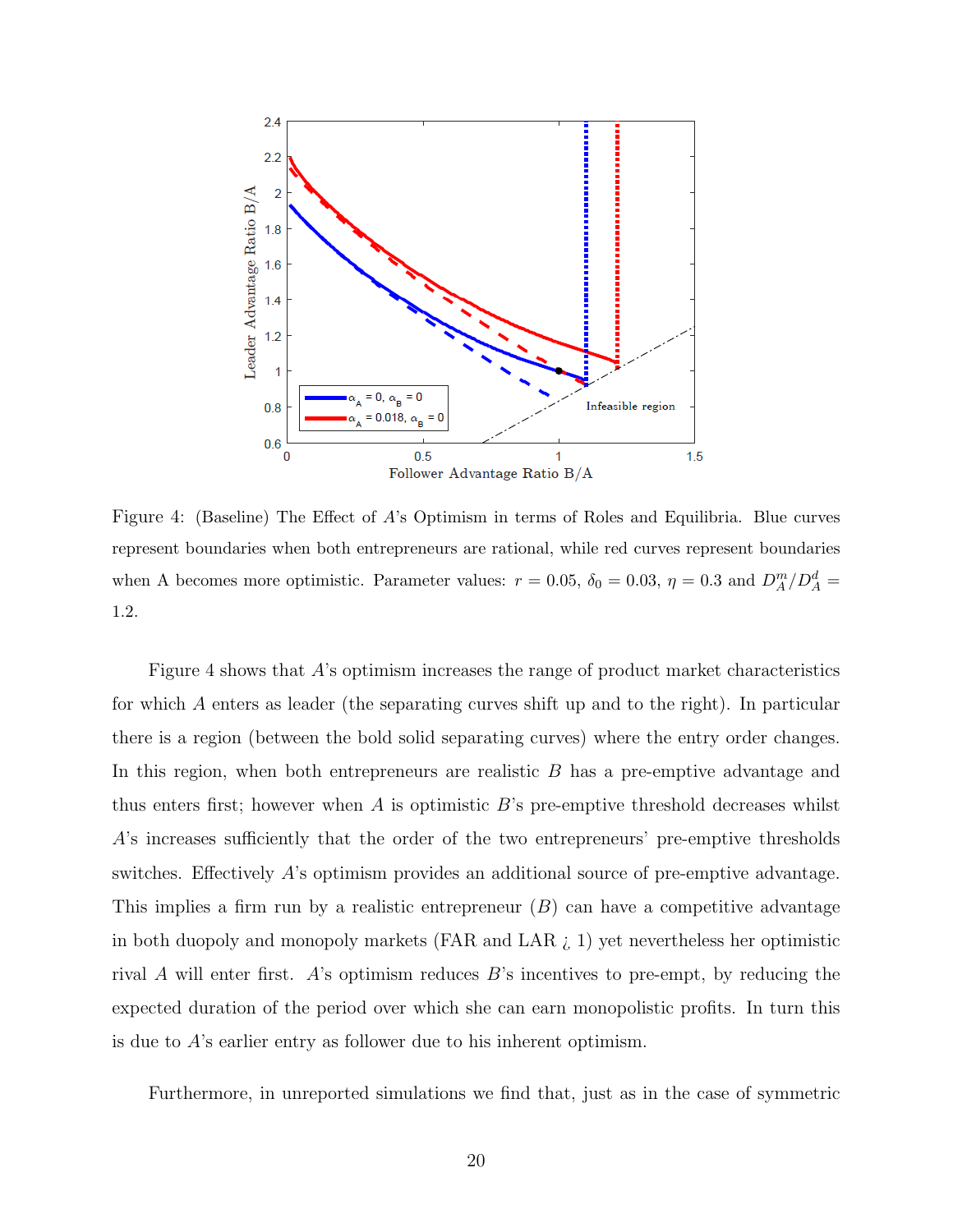Figure 4: (Baseline) The Effect of $A$'s Optimism in terms of Roles and Equilibria. Blue curves represent boundaries when both entrepreneurs are rational, while red curves represent boundaries when A becomes more optimistic. Parameter values: $r = 0.05$, $\delta_0 = 0.03$, $\eta = 0.3$ and $D_A^m/D_A^d = 1.2$.

Figure 4 shows that $A$'s optimism increases the range of product market characteristics for which $A$ enters as leader (the separating curves shift up and to the right). In particular there is a region (between the bold solid separating curves) where the entry order changes. In this region, when both entrepreneurs are realistic $B$ has a pre-emptive advantage and thus enters first; however when $A$ is optimistic $B$'s pre-emptive threshold decreases whilst $A$'s increases sufficiently that the order of the two entrepreneurs' pre-emptive thresholds switches. Effectively $A$'s optimism provides an additional source of pre-emptive advantage. This implies a firm run by a realistic entrepreneur ($B$) can have a competitive advantage in both duopoly and monopoly markets (FAR and LAR ¿ 1) yet nevertheless her optimistic rival $A$ will enter first. $A$'s optimism reduces $B$'s incentives to pre-empt, by reducing the expected duration of the period over which she can earn monopolistic profits. In turn this is due to $A$'s earlier entry as follower due to his inherent optimism.

Furthermore, in unreported simulations we find that, just as in the case of symmetric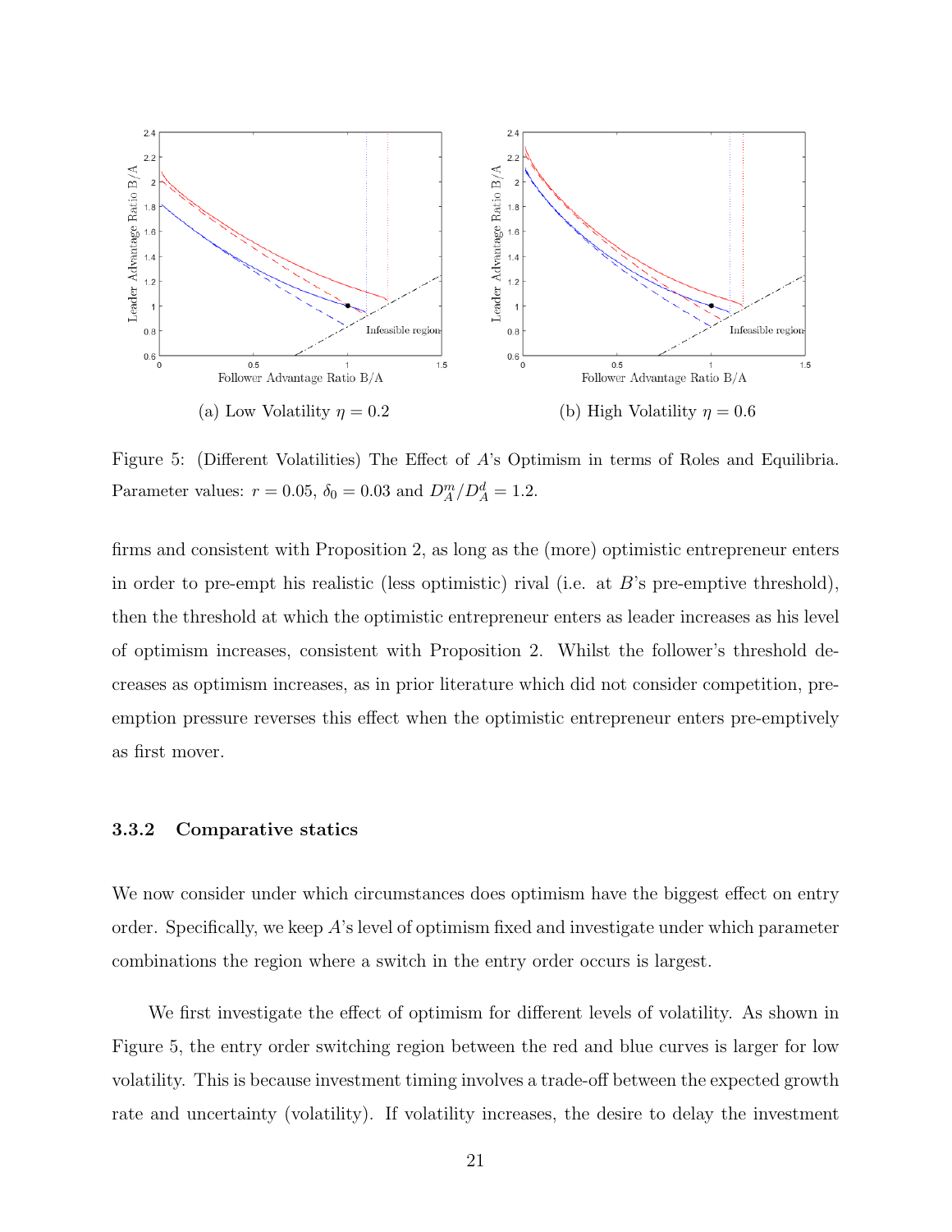(a) Low Volatility $\eta = 0.2$

(b) High Volatility $\eta = 0.6$

Figure 5: (Different Volatilities) The Effect of $A$'s Optimism in terms of Roles and Equilibria. Parameter values: $r = 0.05$, $\delta_0 = 0.03$ and $D_A^m/D_A^d = 1.2$.

firms and consistent with Proposition 2, as long as the (more) optimistic entrepreneur enters in order to pre-empt his realistic (less optimistic) rival (i.e. at $B$'s pre-emptive threshold), then the threshold at which the optimistic entrepreneur enters as leader increases as his level of optimism increases, consistent with Proposition 2. Whilst the follower's threshold decreases as optimism increases, as in prior literature which did not consider competition, pre-emption pressure reverses this effect when the optimistic entrepreneur enters pre-emptively as first mover.

### 3.3.2 Comparative statics

We now consider under which circumstances does optimism have the biggest effect on entry order. Specifically, we keep $A$'s level of optimism fixed and investigate under which parameter combinations the region where a switch in the entry order occurs is largest.

We first investigate the effect of optimism for different levels of volatility. As shown in Figure 5, the entry order switching region between the red and blue curves is larger for low volatility. This is because investment timing involves a trade-off between the expected growth rate and uncertainty (volatility). If volatility increases, the desire to delay the investment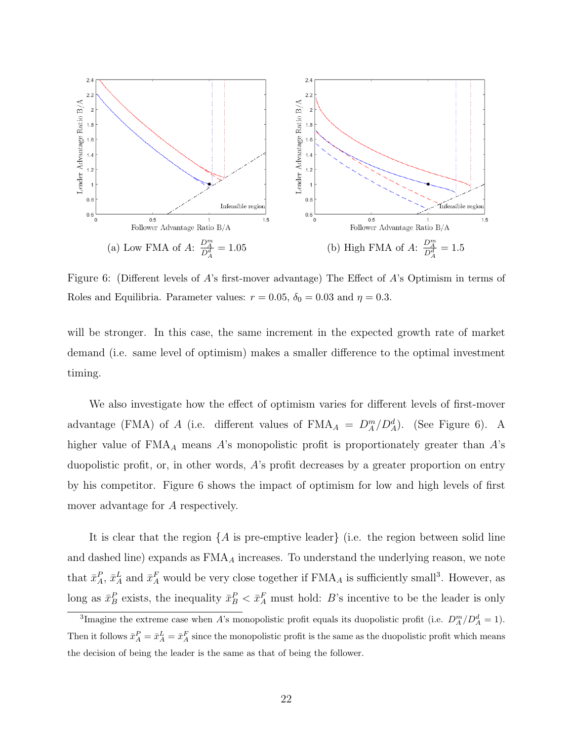(a) Low FMA of $A$: $\frac{D_A^m}{D_A^d} = 1.05$

(b) High FMA of $A$: $\frac{D_A^m}{D_A^d} = 1.5$

Figure 6: (Different levels of $A$'s first-mover advantage) The Effect of $A$'s Optimism in terms of Roles and Equilibria. Parameter values: $r = 0.05$, $\delta_0 = 0.03$ and $\eta = 0.3$.

will be stronger. In this case, the same increment in the expected growth rate of market demand (i.e. same level of optimism) makes a smaller difference to the optimal investment timing.

We also investigate how the effect of optimism varies for different levels of first-mover advantage (FMA) of $A$ (i.e. different values of $\text{FMA}_A = D_A^m/D_A^d$). (See Figure 6). A higher value of $\text{FMA}_A$ means $A$'s monopolistic profit is proportionately greater than $A$'s duopolistic profit, or, in other words, $A$'s profit decreases by a greater proportion on entry by his competitor. Figure 6 shows the impact of optimism for low and high levels of first mover advantage for $A$ respectively.

It is clear that the region {$A$ is pre-emptive leader} (i.e. the region between solid line and dashed line) expands as $\text{FMA}_A$ increases. To understand the underlying reason, we note that $\bar{x}_A^P$, $\bar{x}_A^L$ and $\bar{x}_A^F$ would be very close together if $\text{FMA}_A$ is sufficiently small[3]. However, as long as $\bar{x}_B^P$ exists, the inequality $\bar{x}_B^P < \bar{x}_A^F$ must hold: $B$'s incentive to be the leader is only

[3]Imagine the extreme case when $A$'s monopolistic profit equals its duopolistic profit (i.e. $D_A^m/D_A^d = 1$). Then it follows $\bar{x}_A^P = \bar{x}_A^L = \bar{x}_A^F$ since the monopolistic profit is the same as the duopolistic profit which means the decision of being the leader is the same as that of being the follower.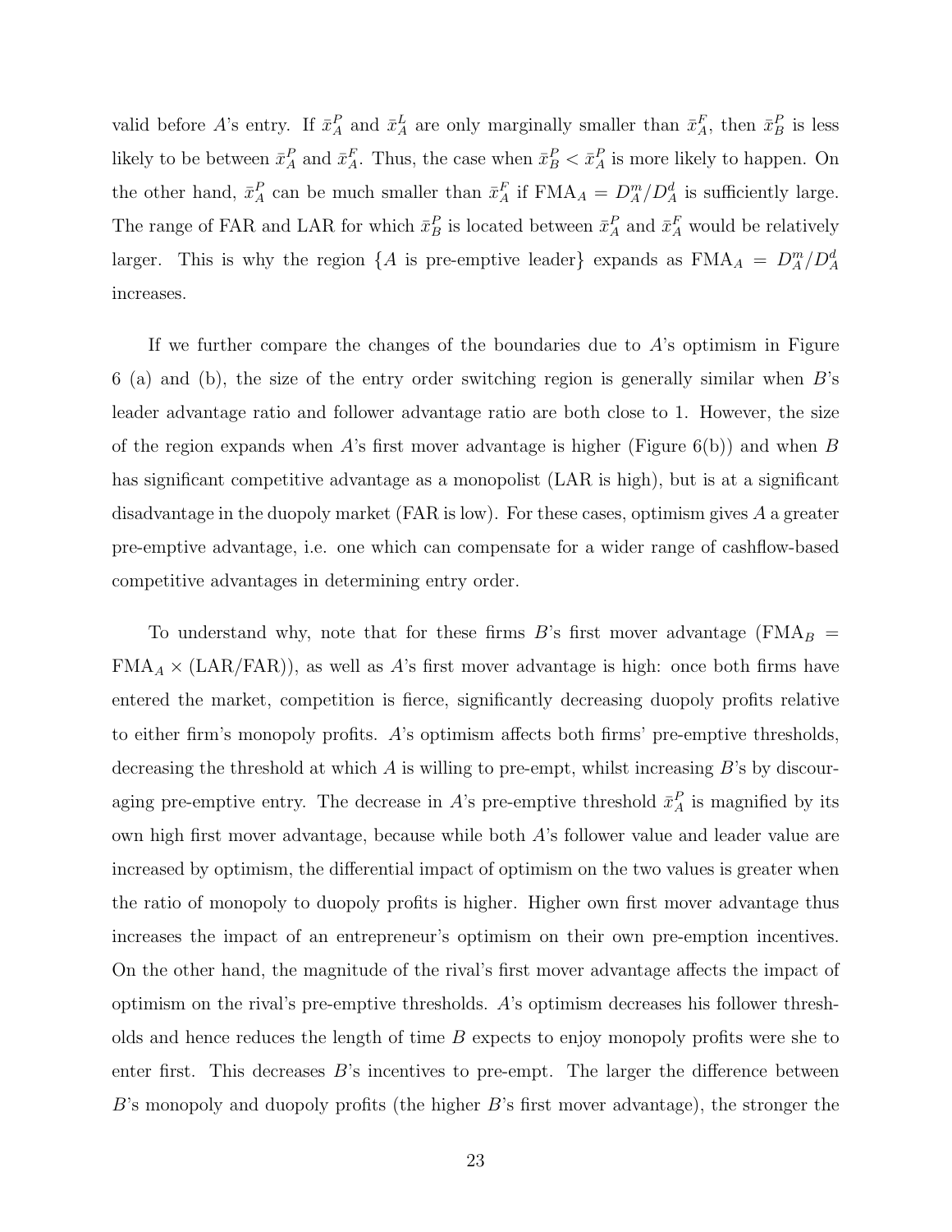valid before $A$'s entry. If $\bar{x}_A^P$ and $\bar{x}_A^L$ are only marginally smaller than $\bar{x}_A^F$, then $\bar{x}_B^P$ is less likely to be between $\bar{x}_A^P$ and $\bar{x}_A^F$. Thus, the case when $\bar{x}_B^P < \bar{x}_A^P$ is more likely to happen. On the other hand, $\bar{x}_A^P$ can be much smaller than $\bar{x}_A^F$ if $\text{FMA}_A = D_A^m/D_A^d$ is sufficiently large. The range of FAR and LAR for which $\bar{x}_B^P$ is located between $\bar{x}_A^P$ and $\bar{x}_A^F$ would be relatively larger. This is why the region $\{A$ is pre-emptive leader$\}$ expands as $\text{FMA}_A = D_A^m/D_A^d$ increases.

If we further compare the changes of the boundaries due to $A$'s optimism in Figure 6 (a) and (b), the size of the entry order switching region is generally similar when $B$'s leader advantage ratio and follower advantage ratio are both close to 1. However, the size of the region expands when $A$'s first mover advantage is higher (Figure 6(b)) and when $B$ has significant competitive advantage as a monopolist (LAR is high), but is at a significant disadvantage in the duopoly market (FAR is low). For these cases, optimism gives $A$ a greater pre-emptive advantage, i.e. one which can compensate for a wider range of cashflow-based competitive advantages in determining entry order.

To understand why, note that for these firms $B$'s first mover advantage ($\text{FMA}_B = \text{FMA}_A \times (\text{LAR}/\text{FAR})$), as well as $A$'s first mover advantage is high: once both firms have entered the market, competition is fierce, significantly decreasing duopoly profits relative to either firm's monopoly profits. $A$'s optimism affects both firms' pre-emptive thresholds, decreasing the threshold at which $A$ is willing to pre-empt, whilst increasing $B$'s by discouraging pre-emptive entry. The decrease in $A$'s pre-emptive threshold $\bar{x}_A^P$ is magnified by its own high first mover advantage, because while both $A$'s follower value and leader value are increased by optimism, the differential impact of optimism on the two values is greater when the ratio of monopoly to duopoly profits is higher. Higher own first mover advantage thus increases the impact of an entrepreneur's optimism on their own pre-emption incentives. On the other hand, the magnitude of the rival's first mover advantage affects the impact of optimism on the rival's pre-emptive thresholds. $A$'s optimism decreases his follower thresholds and hence reduces the length of time $B$ expects to enjoy monopoly profits were she to enter first. This decreases $B$'s incentives to pre-empt. The larger the difference between $B$'s monopoly and duopoly profits (the higher $B$'s first mover advantage), the stronger the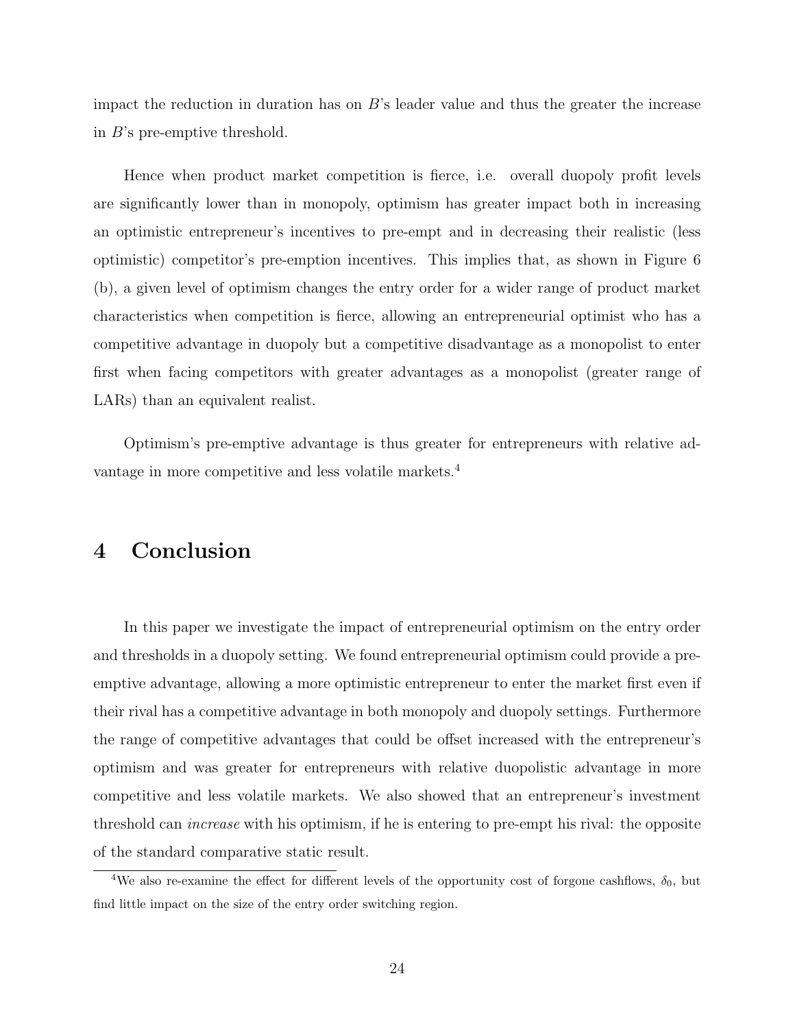impact the reduction in duration has on $B$'s leader value and thus the greater the increase in $B$'s pre-emptive threshold.

Hence when product market competition is fierce, i.e. overall duopoly profit levels are significantly lower than in monopoly, optimism has greater impact both in increasing an optimistic entrepreneur's incentives to pre-empt and in decreasing their realistic (less optimistic) competitor's pre-emption incentives. This implies that, as shown in Figure 6 (b), a given level of optimism changes the entry order for a wider range of product market characteristics when competition is fierce, allowing an entrepreneurial optimist who has a competitive advantage in duopoly but a competitive disadvantage as a monopolist to enter first when facing competitors with greater advantages as a monopolist (greater range of LARs) than an equivalent realist.

Optimism's pre-emptive advantage is thus greater for entrepreneurs with relative advantage in more competitive and less volatile markets.[4]

# 4 Conclusion

In this paper we investigate the impact of entrepreneurial optimism on the entry order and thresholds in a duopoly setting. We found entrepreneurial optimism could provide a pre-emptive advantage, allowing a more optimistic entrepreneur to enter the market first even if their rival has a competitive advantage in both monopoly and duopoly settings. Furthermore the range of competitive advantages that could be offset increased with the entrepreneur's optimism and was greater for entrepreneurs with relative duopolistic advantage in more competitive and less volatile markets. We also showed that an entrepreneur's investment threshold can *increase* with his optimism, if he is entering to pre-empt his rival: the opposite of the standard comparative static result.

[4] We also re-examine the effect for different levels of the opportunity cost of forgone cashflows, $\delta_0$, but find little impact on the size of the entry order switching region.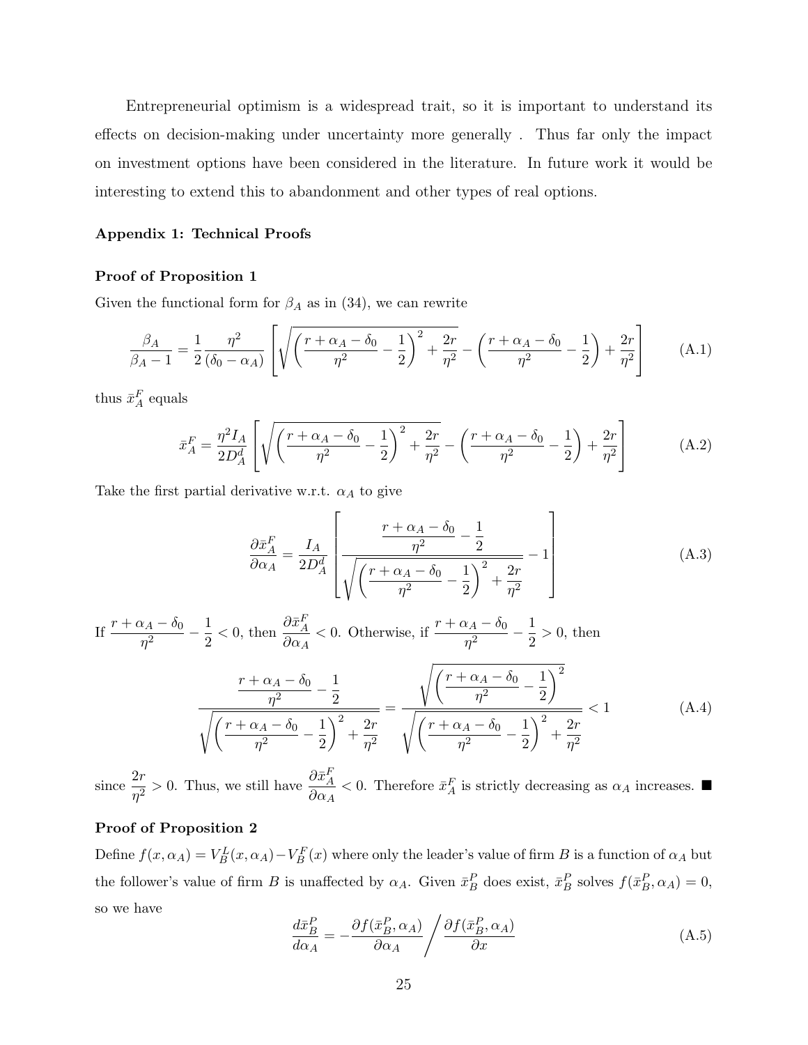Entrepreneurial optimism is a widespread trait, so it is important to understand its effects on decision-making under uncertainty more generally . Thus far only the impact on investment options have been considered in the literature. In future work it would be interesting to extend this to abandonment and other types of real options.

**Appendix 1: Technical Proofs**

**Proof of Proposition 1**

Given the functional form for $\beta_A$ as in (34), we can rewrite

$$\frac{\beta_A}{\beta_A - 1} = \frac{1}{2}\frac{\eta^2}{(\delta_0 - \alpha_A)}\left[\sqrt{\left(\frac{r+\alpha_A-\delta_0}{\eta^2}-\frac{1}{2}\right)^2+\frac{2r}{\eta^2}}-\left(\frac{r+\alpha_A-\delta_0}{\eta^2}-\frac{1}{2}\right)+\frac{2r}{\eta^2}\right] \tag{A.1}$$

thus $\bar{x}_A^F$ equals

$$\bar{x}_A^F = \frac{\eta^2 I_A}{2D_A^d}\left[\sqrt{\left(\frac{r+\alpha_A-\delta_0}{\eta^2}-\frac{1}{2}\right)^2+\frac{2r}{\eta^2}}-\left(\frac{r+\alpha_A-\delta_0}{\eta^2}-\frac{1}{2}\right)+\frac{2r}{\eta^2}\right] \tag{A.2}$$

Take the first partial derivative w.r.t. $\alpha_A$ to give

$$\frac{\partial \bar{x}_A^F}{\partial \alpha_A} = \frac{I_A}{2D_A^d}\left[\frac{\dfrac{r+\alpha_A-\delta_0}{\eta^2}-\dfrac{1}{2}}{\sqrt{\left(\dfrac{r+\alpha_A-\delta_0}{\eta^2}-\dfrac{1}{2}\right)^2+\dfrac{2r}{\eta^2}}}-1\right] \tag{A.3}$$

If $\dfrac{r+\alpha_A-\delta_0}{\eta^2}-\dfrac{1}{2}<0$, then $\dfrac{\partial \bar{x}_A^F}{\partial \alpha_A}<0$. Otherwise, if $\dfrac{r+\alpha_A-\delta_0}{\eta^2}-\dfrac{1}{2}>0$, then

$$\frac{\dfrac{r+\alpha_A-\delta_0}{\eta^2}-\dfrac{1}{2}}{\sqrt{\left(\dfrac{r+\alpha_A-\delta_0}{\eta^2}-\dfrac{1}{2}\right)^2+\dfrac{2r}{\eta^2}}} = \frac{\sqrt{\left(\dfrac{r+\alpha_A-\delta_0}{\eta^2}-\dfrac{1}{2}\right)^2}}{\sqrt{\left(\dfrac{r+\alpha_A-\delta_0}{\eta^2}-\dfrac{1}{2}\right)^2+\dfrac{2r}{\eta^2}}}<1 \tag{A.4}$$

since $\dfrac{2r}{\eta^2}>0$. Thus, we still have $\dfrac{\partial \bar{x}_A^F}{\partial \alpha_A}<0$. Therefore $\bar{x}_A^F$ is strictly decreasing as $\alpha_A$ increases. ■

**Proof of Proposition 2**

Define $f(x,\alpha_A) = V_B^L(x,\alpha_A) - V_B^F(x)$ where only the leader's value of firm $B$ is a function of $\alpha_A$ but the follower's value of firm $B$ is unaffected by $\alpha_A$. Given $\bar{x}_B^P$ does exist, $\bar{x}_B^P$ solves $f(\bar{x}_B^P,\alpha_A)=0$, so we have

$$\frac{d\bar{x}_B^P}{d\alpha_A} = -\frac{\partial f(\bar{x}_B^P,\alpha_A)}{\partial \alpha_A}\bigg/\frac{\partial f(\bar{x}_B^P,\alpha_A)}{\partial x} \tag{A.5}$$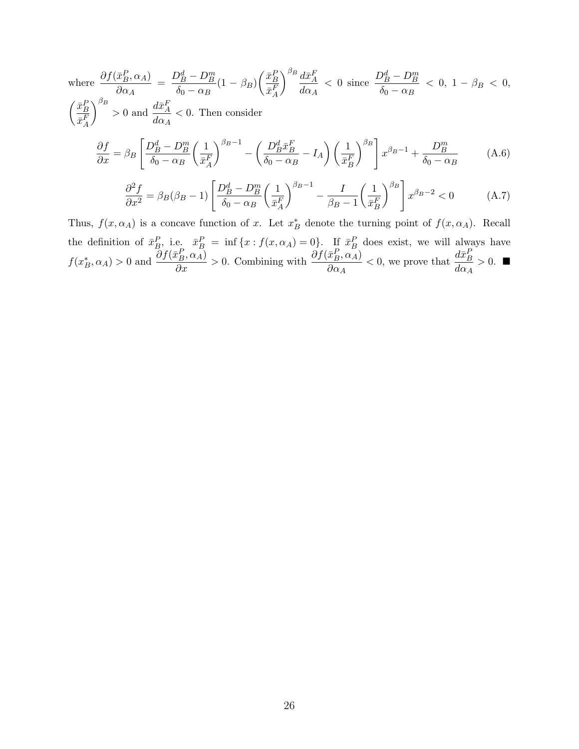where $\dfrac{\partial f(\bar{x}_B^P, \alpha_A)}{\partial \alpha_A} = \dfrac{D_B^d - D_B^m}{\delta_0 - \alpha_B}(1-\beta_B)\left(\dfrac{\bar{x}_B^P}{\bar{x}_A^F}\right)^{\beta_B} \dfrac{d\bar{x}_A^F}{d\alpha_A} < 0$ since $\dfrac{D_B^d - D_B^m}{\delta_0 - \alpha_B} < 0$, $1 - \beta_B < 0$, $\left(\dfrac{\bar{x}_B^P}{\bar{x}_A^F}\right)^{\beta_B} > 0$ and $\dfrac{d\bar{x}_A^F}{d\alpha_A} < 0$. Then consider

$$\frac{\partial f}{\partial x} = \beta_B \left[ \frac{D_B^d - D_B^m}{\delta_0 - \alpha_B}\left(\frac{1}{\bar{x}_A^F}\right)^{\beta_B - 1} - \left(\frac{D_B^d \bar{x}_B^F}{\delta_0 - \alpha_B} - I_A\right)\left(\frac{1}{\bar{x}_B^F}\right)^{\beta_B}\right] x^{\beta_B - 1} + \frac{D_B^m}{\delta_0 - \alpha_B} \tag{A.6}$$

$$\frac{\partial^2 f}{\partial x^2} = \beta_B(\beta_B - 1)\left[\frac{D_B^d - D_B^m}{\delta_0 - \alpha_B}\left(\frac{1}{\bar{x}_A^F}\right)^{\beta_B - 1} - \frac{I}{\beta_B - 1}\left(\frac{1}{\bar{x}_B^F}\right)^{\beta_B}\right] x^{\beta_B - 2} < 0 \tag{A.7}$$

Thus, $f(x, \alpha_A)$ is a concave function of $x$. Let $x_B^*$ denote the turning point of $f(x, \alpha_A)$. Recall the definition of $\bar{x}_B^P$, i.e. $\bar{x}_B^P = \inf\{x : f(x, \alpha_A) = 0\}$. If $\bar{x}_B^P$ does exist, we will always have $f(x_B^*, \alpha_A) > 0$ and $\dfrac{\partial f(\bar{x}_B^P, \alpha_A)}{\partial x} > 0$. Combining with $\dfrac{\partial f(\bar{x}_B^P, \alpha_A)}{\partial \alpha_A} < 0$, we prove that $\dfrac{d\bar{x}_B^P}{d\alpha_A} > 0$. ■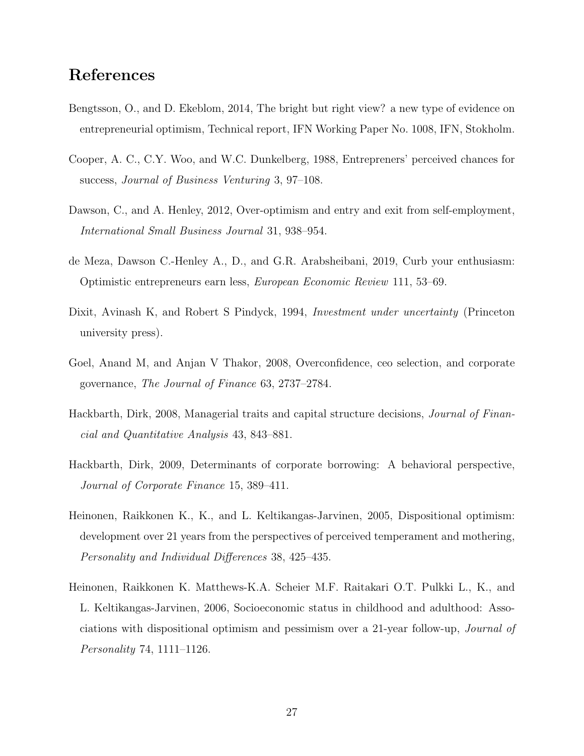# References

Bengtsson, O., and D. Ekeblom, 2014, The bright but right view? a new type of evidence on entrepreneurial optimism, Technical report, IFN Working Paper No. 1008, IFN, Stokholm.

Cooper, A. C., C.Y. Woo, and W.C. Dunkelberg, 1988, Entrepreners' perceived chances for success, *Journal of Business Venturing* 3, 97–108.

Dawson, C., and A. Henley, 2012, Over-optimism and entry and exit from self-employment, *International Small Business Journal* 31, 938–954.

de Meza, Dawson C.-Henley A., D., and G.R. Arabsheibani, 2019, Curb your enthusiasm: Optimistic entrepreneurs earn less, *European Economic Review* 111, 53–69.

Dixit, Avinash K, and Robert S Pindyck, 1994, *Investment under uncertainty* (Princeton university press).

Goel, Anand M, and Anjan V Thakor, 2008, Overconfidence, ceo selection, and corporate governance, *The Journal of Finance* 63, 2737–2784.

Hackbarth, Dirk, 2008, Managerial traits and capital structure decisions, *Journal of Financial and Quantitative Analysis* 43, 843–881.

Hackbarth, Dirk, 2009, Determinants of corporate borrowing: A behavioral perspective, *Journal of Corporate Finance* 15, 389–411.

Heinonen, Raikkonen K., K., and L. Keltikangas-Jarvinen, 2005, Dispositional optimism: development over 21 years from the perspectives of perceived temperament and mothering, *Personality and Individual Differences* 38, 425–435.

Heinonen, Raikkonen K. Matthews-K.A. Scheier M.F. Raitakari O.T. Pulkki L., K., and L. Keltikangas-Jarvinen, 2006, Socioeconomic status in childhood and adulthood: Associations with dispositional optimism and pessimism over a 21-year follow-up, *Journal of Personality* 74, 1111–1126.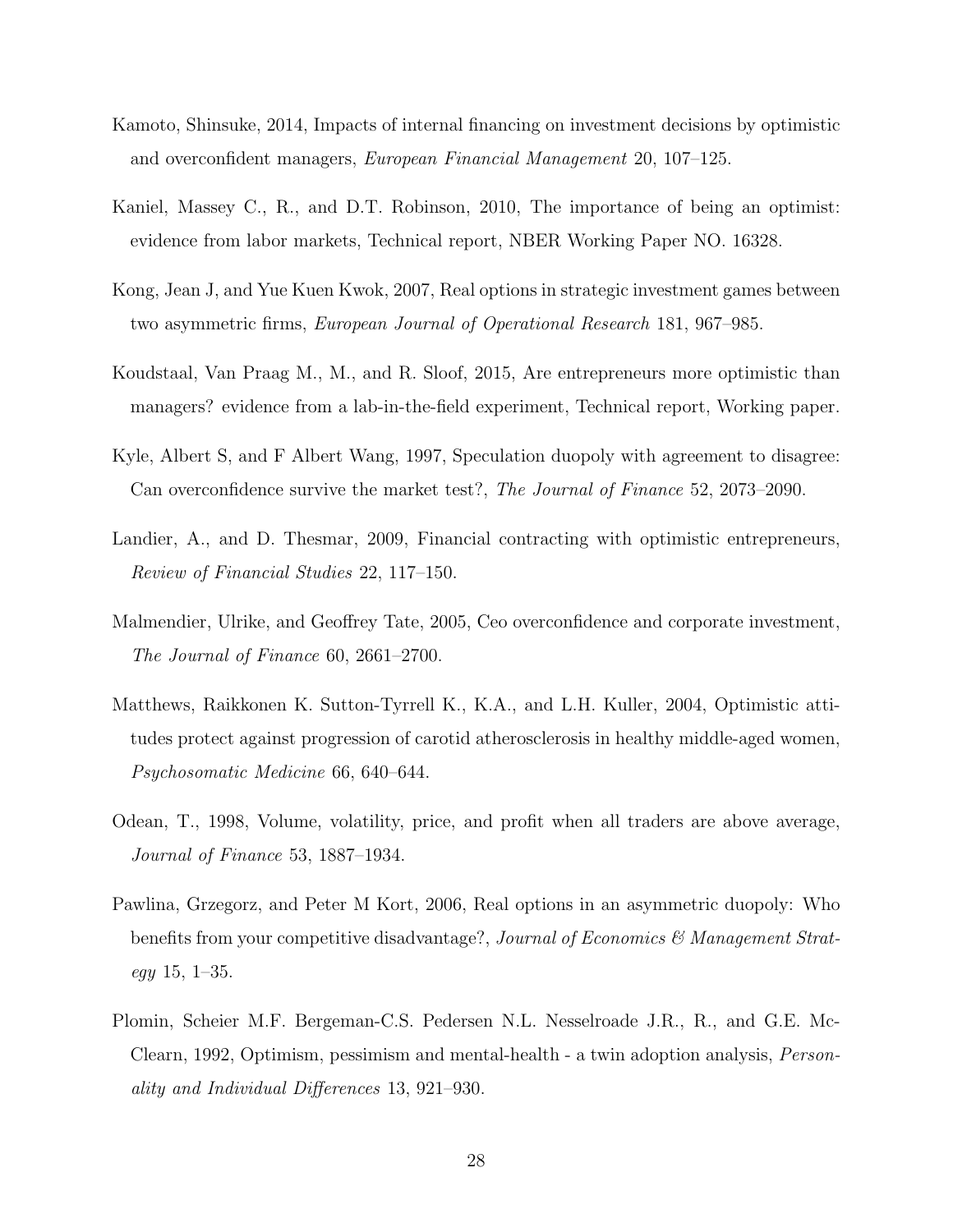Kamoto, Shinsuke, 2014, Impacts of internal financing on investment decisions by optimistic and overconfident managers, *European Financial Management* 20, 107–125.

Kaniel, Massey C., R., and D.T. Robinson, 2010, The importance of being an optimist: evidence from labor markets, Technical report, NBER Working Paper NO. 16328.

Kong, Jean J, and Yue Kuen Kwok, 2007, Real options in strategic investment games between two asymmetric firms, *European Journal of Operational Research* 181, 967–985.

Koudstaal, Van Praag M., M., and R. Sloof, 2015, Are entrepreneurs more optimistic than managers? evidence from a lab-in-the-field experiment, Technical report, Working paper.

Kyle, Albert S, and F Albert Wang, 1997, Speculation duopoly with agreement to disagree: Can overconfidence survive the market test?, *The Journal of Finance* 52, 2073–2090.

Landier, A., and D. Thesmar, 2009, Financial contracting with optimistic entrepreneurs, *Review of Financial Studies* 22, 117–150.

Malmendier, Ulrike, and Geoffrey Tate, 2005, Ceo overconfidence and corporate investment, *The Journal of Finance* 60, 2661–2700.

Matthews, Raikkonen K. Sutton-Tyrrell K., K.A., and L.H. Kuller, 2004, Optimistic attitudes protect against progression of carotid atherosclerosis in healthy middle-aged women, *Psychosomatic Medicine* 66, 640–644.

Odean, T., 1998, Volume, volatility, price, and profit when all traders are above average, *Journal of Finance* 53, 1887–1934.

Pawlina, Grzegorz, and Peter M Kort, 2006, Real options in an asymmetric duopoly: Who benefits from your competitive disadvantage?, *Journal of Economics & Management Strategy* 15, 1–35.

Plomin, Scheier M.F. Bergeman-C.S. Pedersen N.L. Nesselroade J.R., R., and G.E. McClearn, 1992, Optimism, pessimism and mental-health - a twin adoption analysis, *Personality and Individual Differences* 13, 921–930.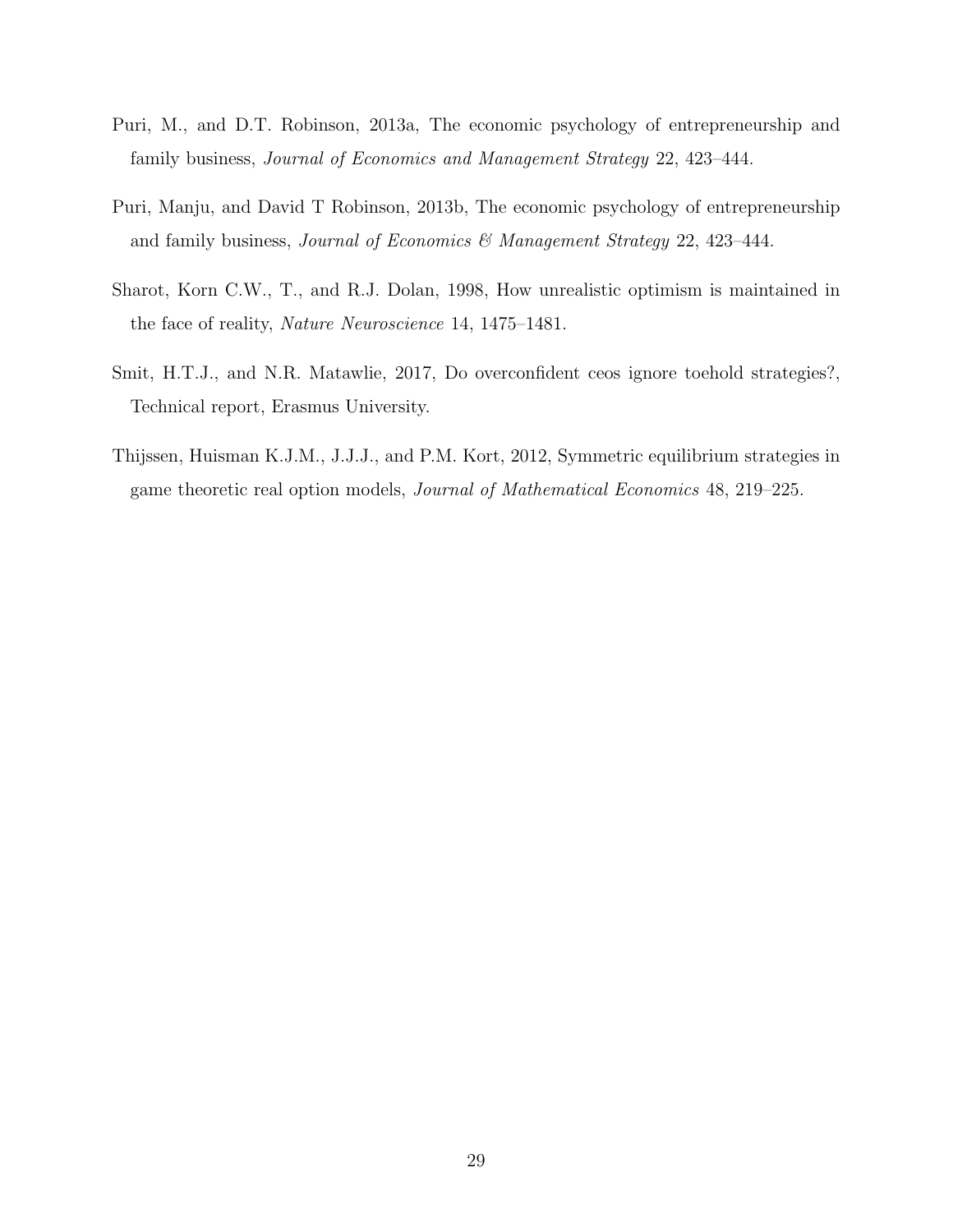Puri, M., and D.T. Robinson, 2013a, The economic psychology of entrepreneurship and family business, *Journal of Economics and Management Strategy* 22, 423–444.

Puri, Manju, and David T Robinson, 2013b, The economic psychology of entrepreneurship and family business, *Journal of Economics & Management Strategy* 22, 423–444.

Sharot, Korn C.W., T., and R.J. Dolan, 1998, How unrealistic optimism is maintained in the face of reality, *Nature Neuroscience* 14, 1475–1481.

Smit, H.T.J., and N.R. Matawlie, 2017, Do overconfident ceos ignore toehold strategies?, Technical report, Erasmus University.

Thijssen, Huisman K.J.M., J.J.J., and P.M. Kort, 2012, Symmetric equilibrium strategies in game theoretic real option models, *Journal of Mathematical Economics* 48, 219–225.